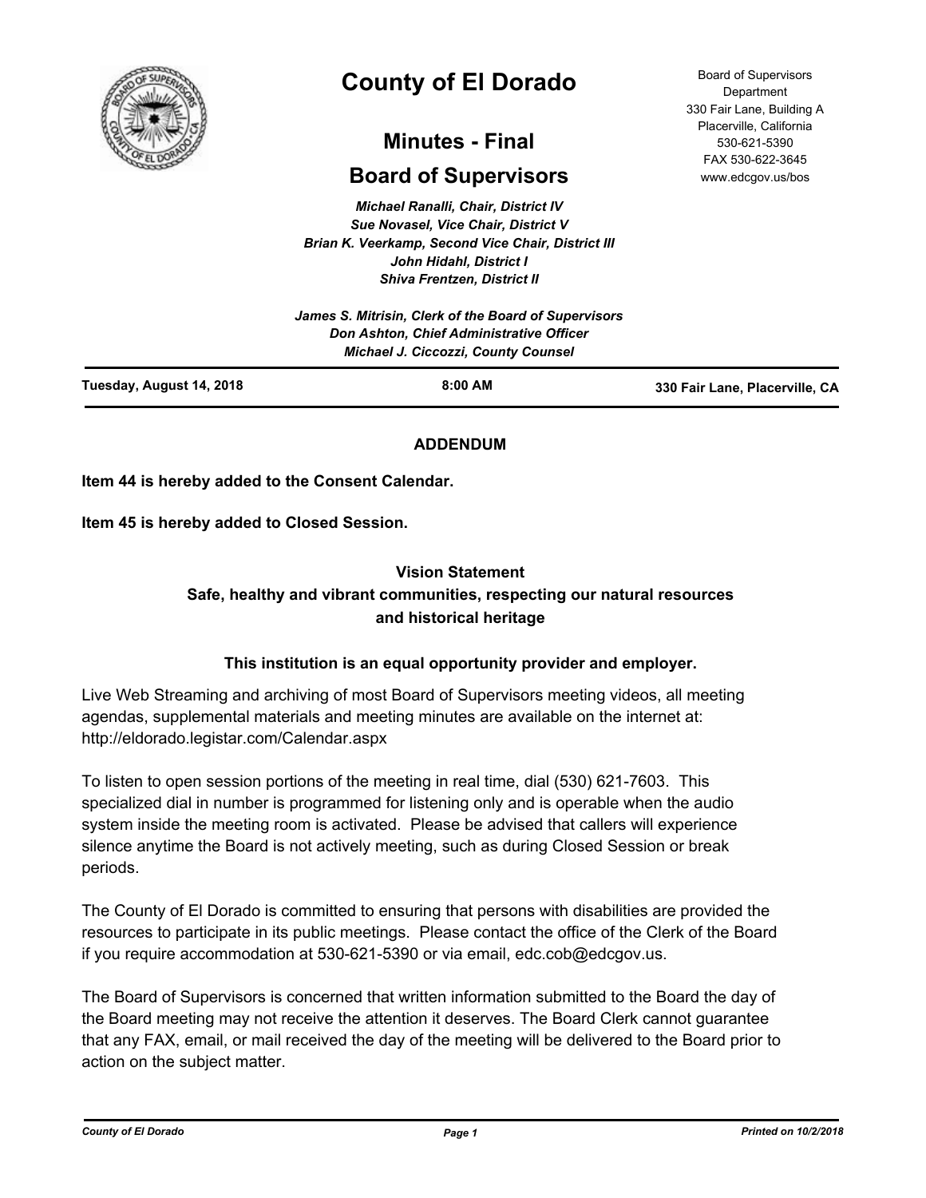# County of El Dorado

## Minutes - Final

## Board of Supervisors

Board of Supervisors Department
330 Fair Lane, Building A
Placerville, California
530-621-5390
FAX 530-622-3645
www.edcgov.us/bos

*Michael Ranalli, Chair, District IV*
*Sue Novasel, Vice Chair, District V*
*Brian K. Veerkamp, Second Vice Chair, District III*
*John Hidahl, District I*
*Shiva Frentzen, District II*

*James S. Mitrisin, Clerk of the Board of Supervisors*
*Don Ashton, Chief Administrative Officer*
*Michael J. Ciccozzi, County Counsel*

**Tuesday, August 14, 2018** | **8:00 AM** | **330 Fair Lane, Placerville, CA**

**ADDENDUM**

**Item 44 is hereby added to the Consent Calendar.**

**Item 45 is hereby added to Closed Session.**

**Vision Statement**
**Safe, healthy and vibrant communities, respecting our natural resources and historical heritage**

**This institution is an equal opportunity provider and employer.**

Live Web Streaming and archiving of most Board of Supervisors meeting videos, all meeting agendas, supplemental materials and meeting minutes are available on the internet at: http://eldorado.legistar.com/Calendar.aspx

To listen to open session portions of the meeting in real time, dial (530) 621-7603. This specialized dial in number is programmed for listening only and is operable when the audio system inside the meeting room is activated. Please be advised that callers will experience silence anytime the Board is not actively meeting, such as during Closed Session or break periods.

The County of El Dorado is committed to ensuring that persons with disabilities are provided the resources to participate in its public meetings. Please contact the office of the Clerk of the Board if you require accommodation at 530-621-5390 or via email, edc.cob@edcgov.us.

The Board of Supervisors is concerned that written information submitted to the Board the day of the Board meeting may not receive the attention it deserves. The Board Clerk cannot guarantee that any FAX, email, or mail received the day of the meeting will be delivered to the Board prior to action on the subject matter.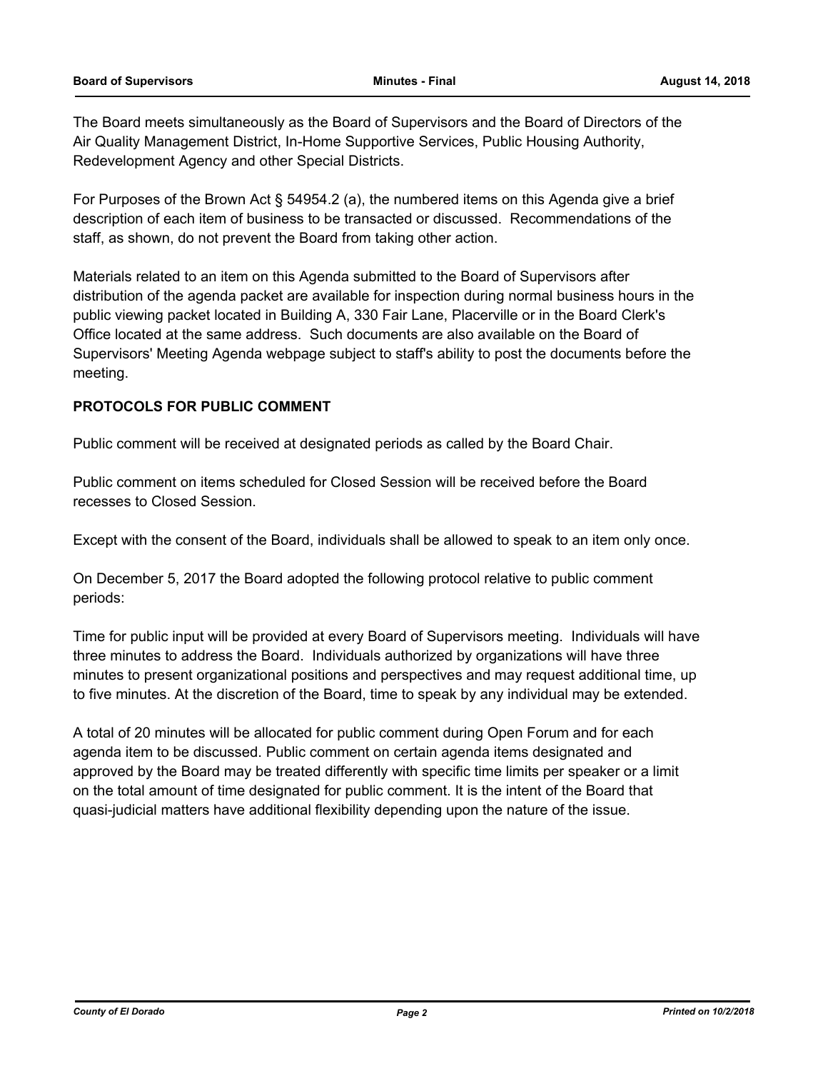The Board meets simultaneously as the Board of Supervisors and the Board of Directors of the Air Quality Management District, In-Home Supportive Services, Public Housing Authority, Redevelopment Agency and other Special Districts.

For Purposes of the Brown Act § 54954.2 (a), the numbered items on this Agenda give a brief description of each item of business to be transacted or discussed. Recommendations of the staff, as shown, do not prevent the Board from taking other action.

Materials related to an item on this Agenda submitted to the Board of Supervisors after distribution of the agenda packet are available for inspection during normal business hours in the public viewing packet located in Building A, 330 Fair Lane, Placerville or in the Board Clerk's Office located at the same address. Such documents are also available on the Board of Supervisors' Meeting Agenda webpage subject to staff's ability to post the documents before the meeting.

**PROTOCOLS FOR PUBLIC COMMENT**

Public comment will be received at designated periods as called by the Board Chair.

Public comment on items scheduled for Closed Session will be received before the Board recesses to Closed Session.

Except with the consent of the Board, individuals shall be allowed to speak to an item only once.

On December 5, 2017 the Board adopted the following protocol relative to public comment periods:

Time for public input will be provided at every Board of Supervisors meeting. Individuals will have three minutes to address the Board. Individuals authorized by organizations will have three minutes to present organizational positions and perspectives and may request additional time, up to five minutes. At the discretion of the Board, time to speak by any individual may be extended.

A total of 20 minutes will be allocated for public comment during Open Forum and for each agenda item to be discussed. Public comment on certain agenda items designated and approved by the Board may be treated differently with specific time limits per speaker or a limit on the total amount of time designated for public comment. It is the intent of the Board that quasi-judicial matters have additional flexibility depending upon the nature of the issue.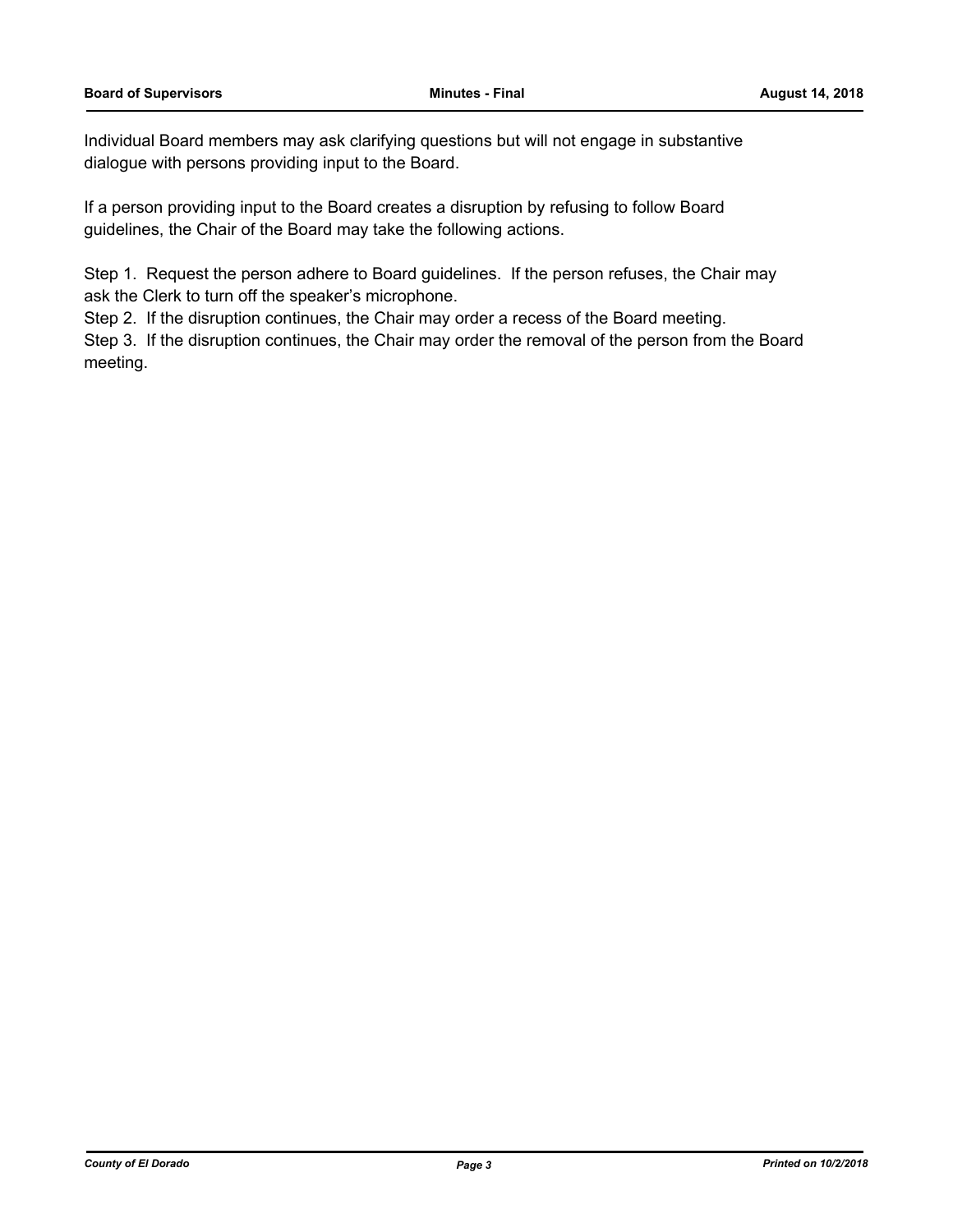Individual Board members may ask clarifying questions but will not engage in substantive dialogue with persons providing input to the Board.

If a person providing input to the Board creates a disruption by refusing to follow Board guidelines, the Chair of the Board may take the following actions.

Step 1. Request the person adhere to Board guidelines. If the person refuses, the Chair may ask the Clerk to turn off the speaker's microphone.
Step 2. If the disruption continues, the Chair may order a recess of the Board meeting.
Step 3. If the disruption continues, the Chair may order the removal of the person from the Board meeting.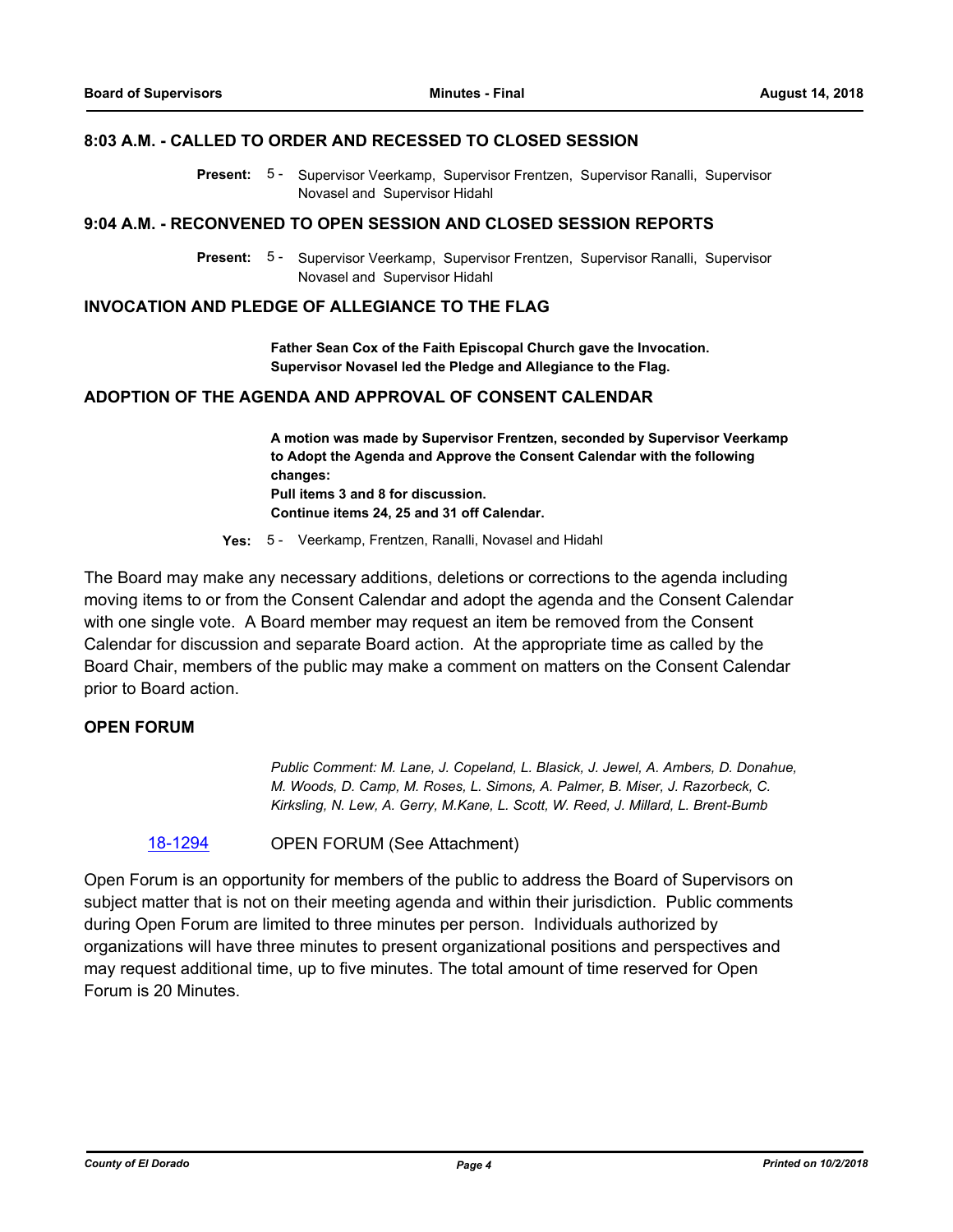## 8:03 A.M. - CALLED TO ORDER AND RECESSED TO CLOSED SESSION

**Present:** 5 - Supervisor Veerkamp, Supervisor Frentzen, Supervisor Ranalli, Supervisor Novasel and Supervisor Hidahl

## 9:04 A.M. - RECONVENED TO OPEN SESSION AND CLOSED SESSION REPORTS

**Present:** 5 - Supervisor Veerkamp, Supervisor Frentzen, Supervisor Ranalli, Supervisor Novasel and Supervisor Hidahl

## INVOCATION AND PLEDGE OF ALLEGIANCE TO THE FLAG

**Father Sean Cox of the Faith Episcopal Church gave the Invocation.**
**Supervisor Novasel led the Pledge and Allegiance to the Flag.**

## ADOPTION OF THE AGENDA AND APPROVAL OF CONSENT CALENDAR

**A motion was made by Supervisor Frentzen, seconded by Supervisor Veerkamp to Adopt the Agenda and Approve the Consent Calendar with the following changes:**
**Pull items 3 and 8 for discussion.**
**Continue items 24, 25 and 31 off Calendar.**

**Yes:** 5 - Veerkamp, Frentzen, Ranalli, Novasel and Hidahl

The Board may make any necessary additions, deletions or corrections to the agenda including moving items to or from the Consent Calendar and adopt the agenda and the Consent Calendar with one single vote. A Board member may request an item be removed from the Consent Calendar for discussion and separate Board action. At the appropriate time as called by the Board Chair, members of the public may make a comment on matters on the Consent Calendar prior to Board action.

## OPEN FORUM

*Public Comment: M. Lane, J. Copeland, L. Blasick, J. Jewel, A. Ambers, D. Donahue, M. Woods, D. Camp, M. Roses, L. Simons, A. Palmer, B. Miser, J. Razorbeck, C. Kirksling, N. Lew, A. Gerry, M.Kane, L. Scott, W. Reed, J. Millard, L. Brent-Bumb*

18-1294 OPEN FORUM (See Attachment)

Open Forum is an opportunity for members of the public to address the Board of Supervisors on subject matter that is not on their meeting agenda and within their jurisdiction. Public comments during Open Forum are limited to three minutes per person. Individuals authorized by organizations will have three minutes to present organizational positions and perspectives and may request additional time, up to five minutes. The total amount of time reserved for Open Forum is 20 Minutes.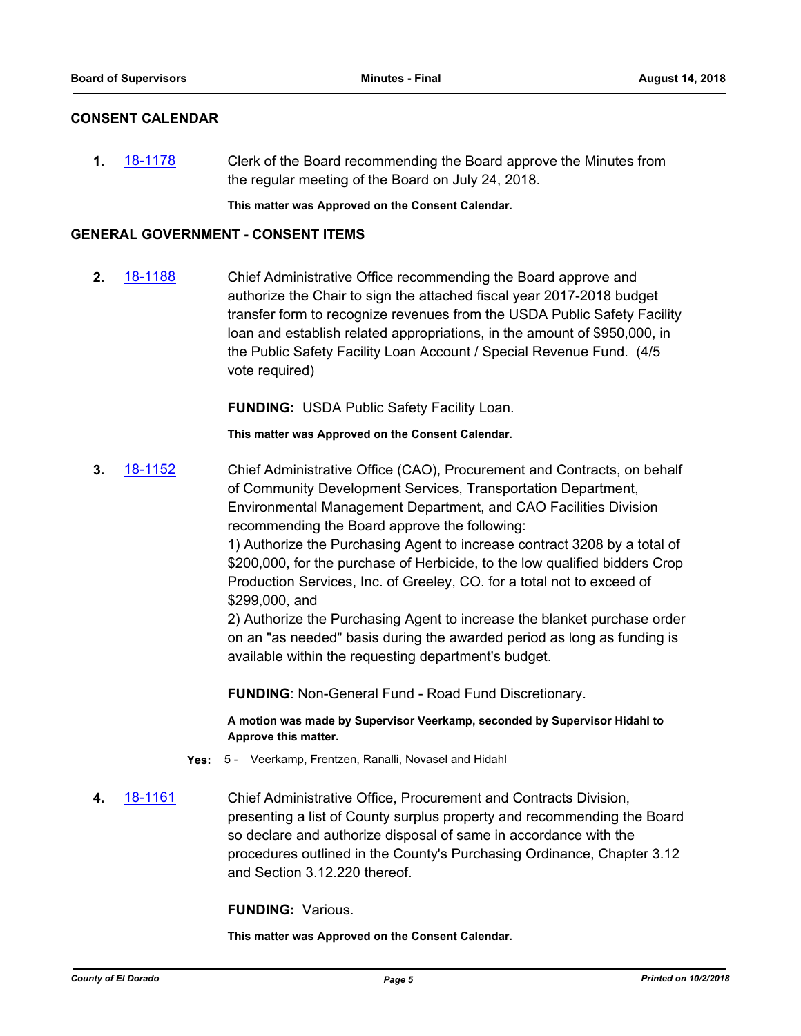## CONSENT CALENDAR

**1.** 18-1178 Clerk of the Board recommending the Board approve the Minutes from the regular meeting of the Board on July 24, 2018.

**This matter was Approved on the Consent Calendar.**

## GENERAL GOVERNMENT - CONSENT ITEMS

**2.** 18-1188 Chief Administrative Office recommending the Board approve and authorize the Chair to sign the attached fiscal year 2017-2018 budget transfer form to recognize revenues from the USDA Public Safety Facility loan and establish related appropriations, in the amount of $950,000, in the Public Safety Facility Loan Account / Special Revenue Fund. (4/5 vote required)

**FUNDING:** USDA Public Safety Facility Loan.

**This matter was Approved on the Consent Calendar.**

**3.** 18-1152 Chief Administrative Office (CAO), Procurement and Contracts, on behalf of Community Development Services, Transportation Department, Environmental Management Department, and CAO Facilities Division recommending the Board approve the following:

1) Authorize the Purchasing Agent to increase contract 3208 by a total of $200,000, for the purchase of Herbicide, to the low qualified bidders Crop Production Services, Inc. of Greeley, CO. for a total not to exceed of $299,000, and

2) Authorize the Purchasing Agent to increase the blanket purchase order on an "as needed" basis during the awarded period as long as funding is available within the requesting department's budget.

**FUNDING**: Non-General Fund - Road Fund Discretionary.

**A motion was made by Supervisor Veerkamp, seconded by Supervisor Hidahl to Approve this matter.**

**Yes:** 5 - Veerkamp, Frentzen, Ranalli, Novasel and Hidahl

**4.** 18-1161 Chief Administrative Office, Procurement and Contracts Division, presenting a list of County surplus property and recommending the Board so declare and authorize disposal of same in accordance with the procedures outlined in the County's Purchasing Ordinance, Chapter 3.12 and Section 3.12.220 thereof.

**FUNDING:** Various.

**This matter was Approved on the Consent Calendar.**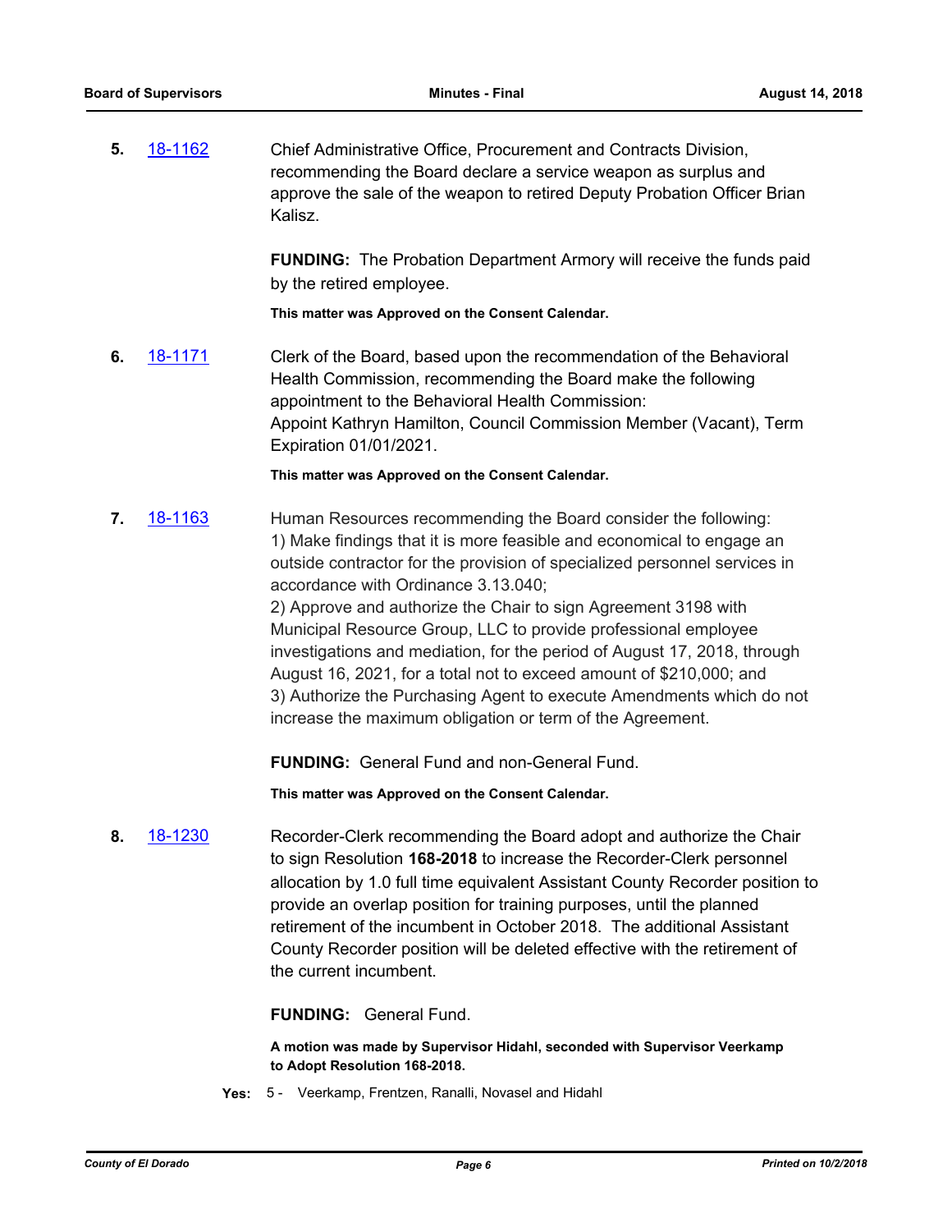**5.** [18-1162](#) Chief Administrative Office, Procurement and Contracts Division, recommending the Board declare a service weapon as surplus and approve the sale of the weapon to retired Deputy Probation Officer Brian Kalisz.

**FUNDING:** The Probation Department Armory will receive the funds paid by the retired employee.

**This matter was Approved on the Consent Calendar.**

**6.** [18-1171](#) Clerk of the Board, based upon the recommendation of the Behavioral Health Commission, recommending the Board make the following appointment to the Behavioral Health Commission:
Appoint Kathryn Hamilton, Council Commission Member (Vacant), Term Expiration 01/01/2021.

**This matter was Approved on the Consent Calendar.**

**7.** [18-1163](#) Human Resources recommending the Board consider the following:
1) Make findings that it is more feasible and economical to engage an outside contractor for the provision of specialized personnel services in accordance with Ordinance 3.13.040;
2) Approve and authorize the Chair to sign Agreement 3198 with Municipal Resource Group, LLC to provide professional employee investigations and mediation, for the period of August 17, 2018, through August 16, 2021, for a total not to exceed amount of $210,000; and
3) Authorize the Purchasing Agent to execute Amendments which do not increase the maximum obligation or term of the Agreement.

**FUNDING:** General Fund and non-General Fund.

**This matter was Approved on the Consent Calendar.**

**8.** [18-1230](#) Recorder-Clerk recommending the Board adopt and authorize the Chair to sign Resolution **168-2018** to increase the Recorder-Clerk personnel allocation by 1.0 full time equivalent Assistant County Recorder position to provide an overlap position for training purposes, until the planned retirement of the incumbent in October 2018. The additional Assistant County Recorder position will be deleted effective with the retirement of the current incumbent.

**FUNDING:** General Fund.

**A motion was made by Supervisor Hidahl, seconded with Supervisor Veerkamp to Adopt Resolution 168-2018.**

**Yes:** 5 - Veerkamp, Frentzen, Ranalli, Novasel and Hidahl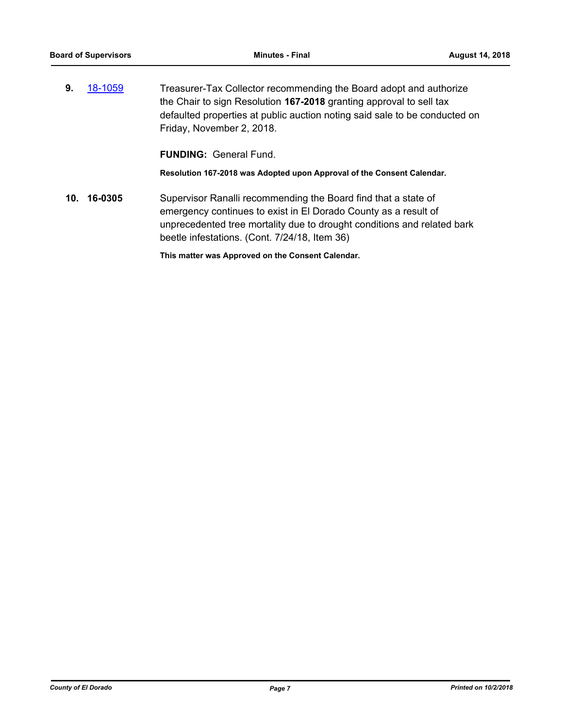**9.** 18-1059 Treasurer-Tax Collector recommending the Board adopt and authorize the Chair to sign Resolution **167-2018** granting approval to sell tax defaulted properties at public auction noting said sale to be conducted on Friday, November 2, 2018.

**FUNDING:** General Fund.

**Resolution 167-2018 was Adopted upon Approval of the Consent Calendar.**

**10. 16-0305** Supervisor Ranalli recommending the Board find that a state of emergency continues to exist in El Dorado County as a result of unprecedented tree mortality due to drought conditions and related bark beetle infestations. (Cont. 7/24/18, Item 36)

**This matter was Approved on the Consent Calendar.**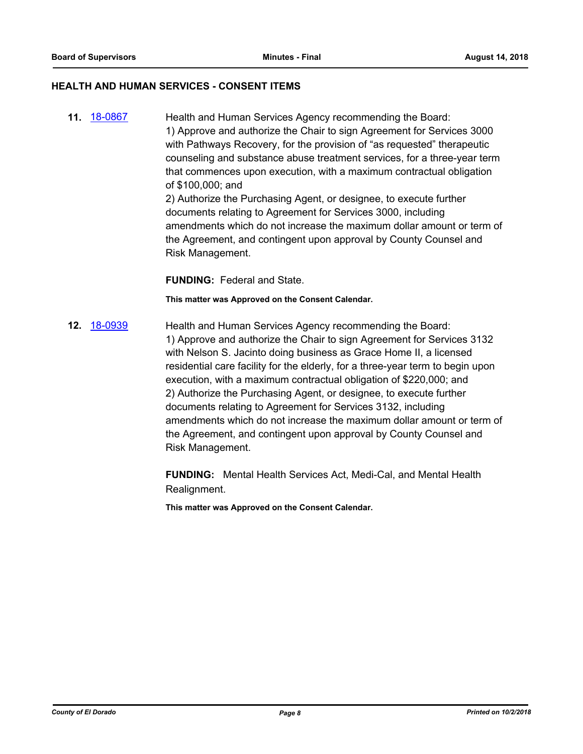## HEALTH AND HUMAN SERVICES - CONSENT ITEMS

**11.** 18-0867 Health and Human Services Agency recommending the Board:

1) Approve and authorize the Chair to sign Agreement for Services 3000 with Pathways Recovery, for the provision of “as requested” therapeutic counseling and substance abuse treatment services, for a three-year term that commences upon execution, with a maximum contractual obligation of $100,000; and
2) Authorize the Purchasing Agent, or designee, to execute further documents relating to Agreement for Services 3000, including amendments which do not increase the maximum dollar amount or term of the Agreement, and contingent upon approval by County Counsel and Risk Management.

**FUNDING:** Federal and State.

**This matter was Approved on the Consent Calendar.**

**12.** 18-0939 Health and Human Services Agency recommending the Board:

1) Approve and authorize the Chair to sign Agreement for Services 3132 with Nelson S. Jacinto doing business as Grace Home II, a licensed residential care facility for the elderly, for a three-year term to begin upon execution, with a maximum contractual obligation of $220,000; and
2) Authorize the Purchasing Agent, or designee, to execute further documents relating to Agreement for Services 3132, including amendments which do not increase the maximum dollar amount or term of the Agreement, and contingent upon approval by County Counsel and Risk Management.

**FUNDING:** Mental Health Services Act, Medi-Cal, and Mental Health Realignment.

**This matter was Approved on the Consent Calendar.**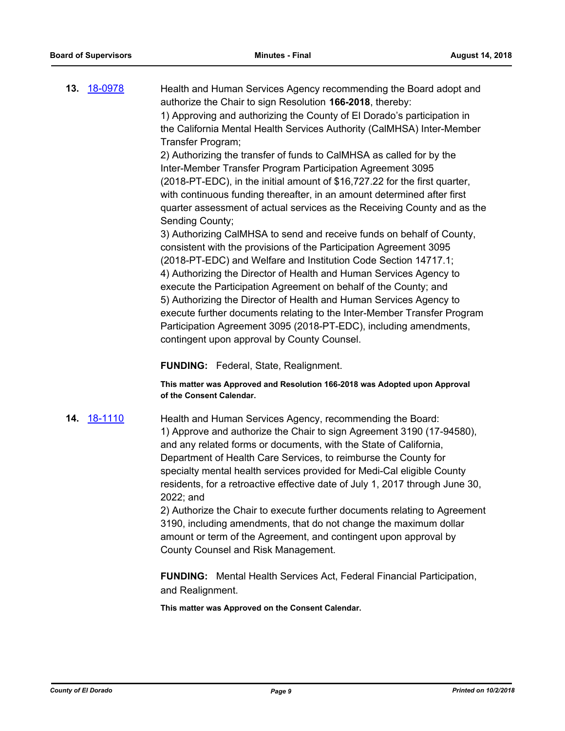**13.** [18-0978](18-0978)

Health and Human Services Agency recommending the Board adopt and authorize the Chair to sign Resolution **166-2018**, thereby:

1) Approving and authorizing the County of El Dorado's participation in the California Mental Health Services Authority (CalMHSA) Inter-Member Transfer Program;

2) Authorizing the transfer of funds to CalMHSA as called for by the Inter-Member Transfer Program Participation Agreement 3095 (2018-PT-EDC), in the initial amount of $16,727.22 for the first quarter, with continuous funding thereafter, in an amount determined after first quarter assessment of actual services as the Receiving County and as the Sending County;

3) Authorizing CalMHSA to send and receive funds on behalf of County, consistent with the provisions of the Participation Agreement 3095 (2018-PT-EDC) and Welfare and Institution Code Section 14717.1;

4) Authorizing the Director of Health and Human Services Agency to execute the Participation Agreement on behalf of the County; and

5) Authorizing the Director of Health and Human Services Agency to execute further documents relating to the Inter-Member Transfer Program Participation Agreement 3095 (2018-PT-EDC), including amendments, contingent upon approval by County Counsel.

**FUNDING:** Federal, State, Realignment.

**This matter was Approved and Resolution 166-2018 was Adopted upon Approval of the Consent Calendar.**

**14.** [18-1110](18-1110)

Health and Human Services Agency, recommending the Board:

1) Approve and authorize the Chair to sign Agreement 3190 (17-94580), and any related forms or documents, with the State of California, Department of Health Care Services, to reimburse the County for specialty mental health services provided for Medi-Cal eligible County residents, for a retroactive effective date of July 1, 2017 through June 30, 2022; and

2) Authorize the Chair to execute further documents relating to Agreement 3190, including amendments, that do not change the maximum dollar amount or term of the Agreement, and contingent upon approval by County Counsel and Risk Management.

**FUNDING:** Mental Health Services Act, Federal Financial Participation, and Realignment.

**This matter was Approved on the Consent Calendar.**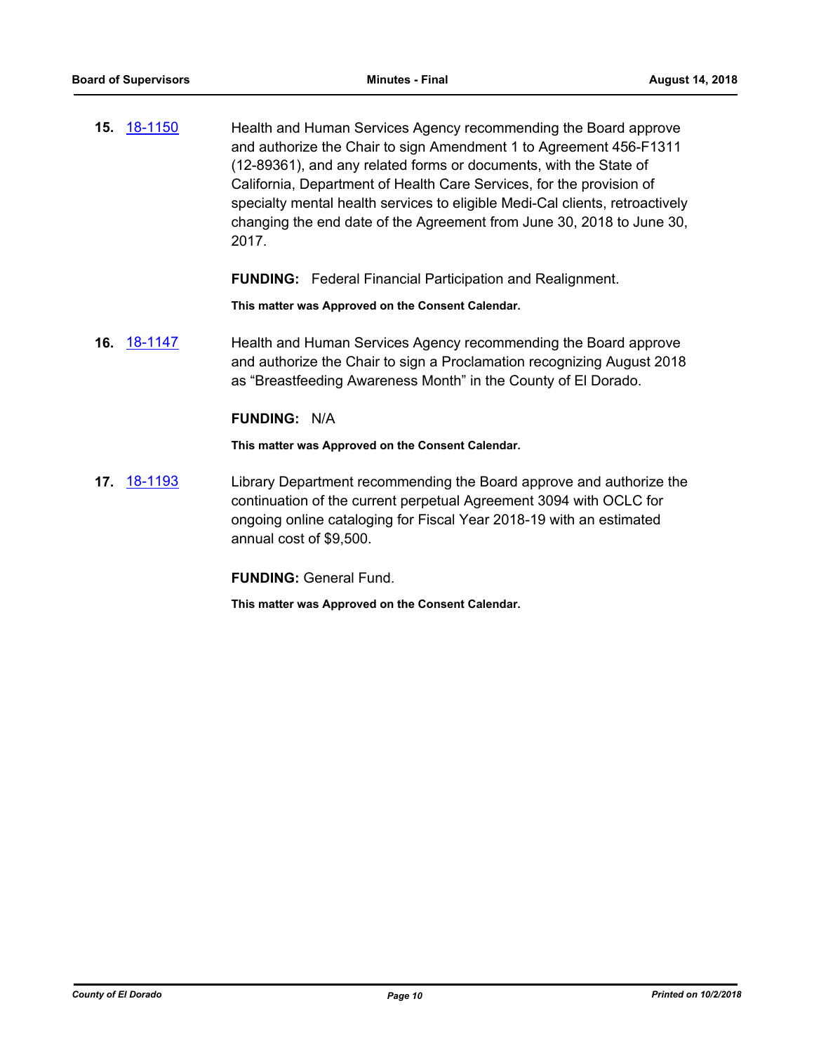**15.** 18-1150 Health and Human Services Agency recommending the Board approve and authorize the Chair to sign Amendment 1 to Agreement 456-F1311 (12-89361), and any related forms or documents, with the State of California, Department of Health Care Services, for the provision of specialty mental health services to eligible Medi-Cal clients, retroactively changing the end date of the Agreement from June 30, 2018 to June 30, 2017.

**FUNDING:** Federal Financial Participation and Realignment.

**This matter was Approved on the Consent Calendar.**

**16.** 18-1147 Health and Human Services Agency recommending the Board approve and authorize the Chair to sign a Proclamation recognizing August 2018 as "Breastfeeding Awareness Month" in the County of El Dorado.

**FUNDING:** N/A

**This matter was Approved on the Consent Calendar.**

**17.** 18-1193 Library Department recommending the Board approve and authorize the continuation of the current perpetual Agreement 3094 with OCLC for ongoing online cataloging for Fiscal Year 2018-19 with an estimated annual cost of $9,500.

**FUNDING:** General Fund.

**This matter was Approved on the Consent Calendar.**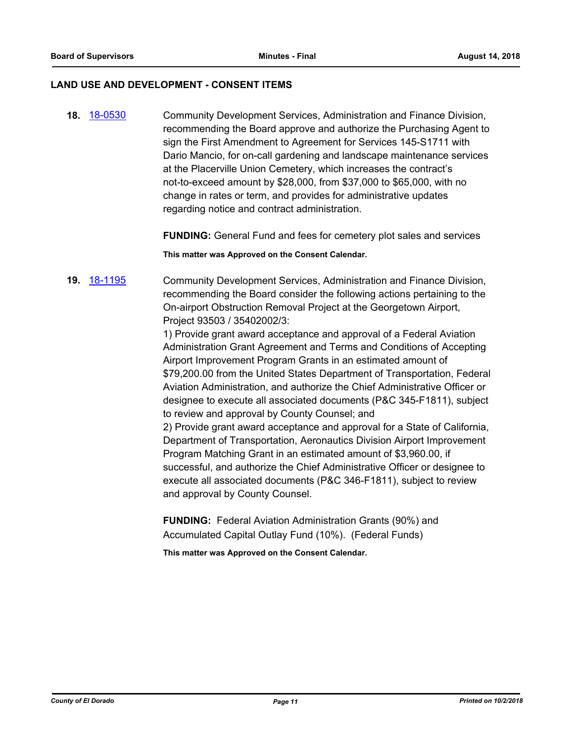## LAND USE AND DEVELOPMENT - CONSENT ITEMS

**18.** 18-0530 Community Development Services, Administration and Finance Division, recommending the Board approve and authorize the Purchasing Agent to sign the First Amendment to Agreement for Services 145-S1711 with Dario Mancio, for on-call gardening and landscape maintenance services at the Placerville Union Cemetery, which increases the contract's not-to-exceed amount by $28,000, from $37,000 to $65,000, with no change in rates or term, and provides for administrative updates regarding notice and contract administration.

**FUNDING:** General Fund and fees for cemetery plot sales and services

**This matter was Approved on the Consent Calendar.**

**19.** 18-1195 Community Development Services, Administration and Finance Division, recommending the Board consider the following actions pertaining to the On-airport Obstruction Removal Project at the Georgetown Airport, Project 93503 / 35402002/3:

1) Provide grant award acceptance and approval of a Federal Aviation Administration Grant Agreement and Terms and Conditions of Accepting Airport Improvement Program Grants in an estimated amount of $79,200.00 from the United States Department of Transportation, Federal Aviation Administration, and authorize the Chief Administrative Officer or designee to execute all associated documents (P&C 345-F1811), subject to review and approval by County Counsel; and

2) Provide grant award acceptance and approval for a State of California, Department of Transportation, Aeronautics Division Airport Improvement Program Matching Grant in an estimated amount of $3,960.00, if successful, and authorize the Chief Administrative Officer or designee to execute all associated documents (P&C 346-F1811), subject to review and approval by County Counsel.

**FUNDING:** Federal Aviation Administration Grants (90%) and Accumulated Capital Outlay Fund (10%). (Federal Funds)

**This matter was Approved on the Consent Calendar.**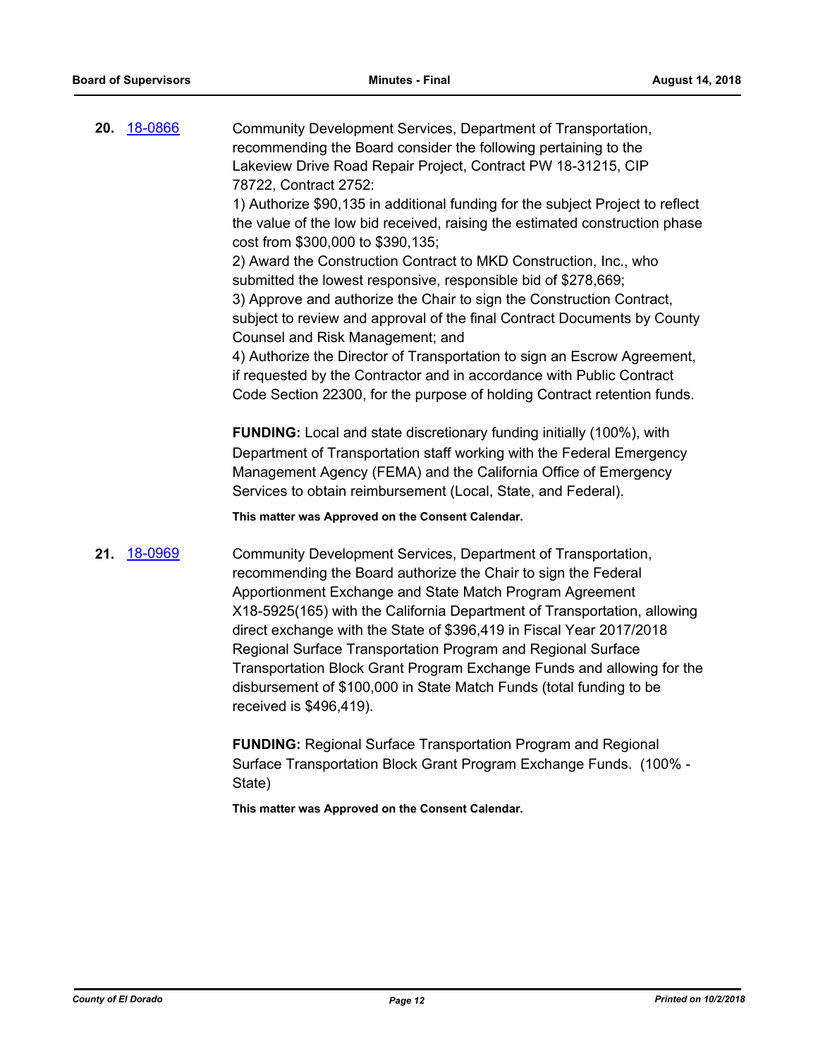**20.** 18-0866

Community Development Services, Department of Transportation, recommending the Board consider the following pertaining to the Lakeview Drive Road Repair Project, Contract PW 18-31215, CIP 78722, Contract 2752:

1) Authorize $90,135 in additional funding for the subject Project to reflect the value of the low bid received, raising the estimated construction phase cost from $300,000 to $390,135;

2) Award the Construction Contract to MKD Construction, Inc., who submitted the lowest responsive, responsible bid of $278,669;

3) Approve and authorize the Chair to sign the Construction Contract, subject to review and approval of the final Contract Documents by County Counsel and Risk Management; and

4) Authorize the Director of Transportation to sign an Escrow Agreement, if requested by the Contractor and in accordance with Public Contract Code Section 22300, for the purpose of holding Contract retention funds.

**FUNDING:** Local and state discretionary funding initially (100%), with Department of Transportation staff working with the Federal Emergency Management Agency (FEMA) and the California Office of Emergency Services to obtain reimbursement (Local, State, and Federal).

**This matter was Approved on the Consent Calendar.**

**21.** 18-0969

Community Development Services, Department of Transportation, recommending the Board authorize the Chair to sign the Federal Apportionment Exchange and State Match Program Agreement X18-5925(165) with the California Department of Transportation, allowing direct exchange with the State of $396,419 in Fiscal Year 2017/2018 Regional Surface Transportation Program and Regional Surface Transportation Block Grant Program Exchange Funds and allowing for the disbursement of $100,000 in State Match Funds (total funding to be received is $496,419).

**FUNDING:** Regional Surface Transportation Program and Regional Surface Transportation Block Grant Program Exchange Funds. (100% - State)

**This matter was Approved on the Consent Calendar.**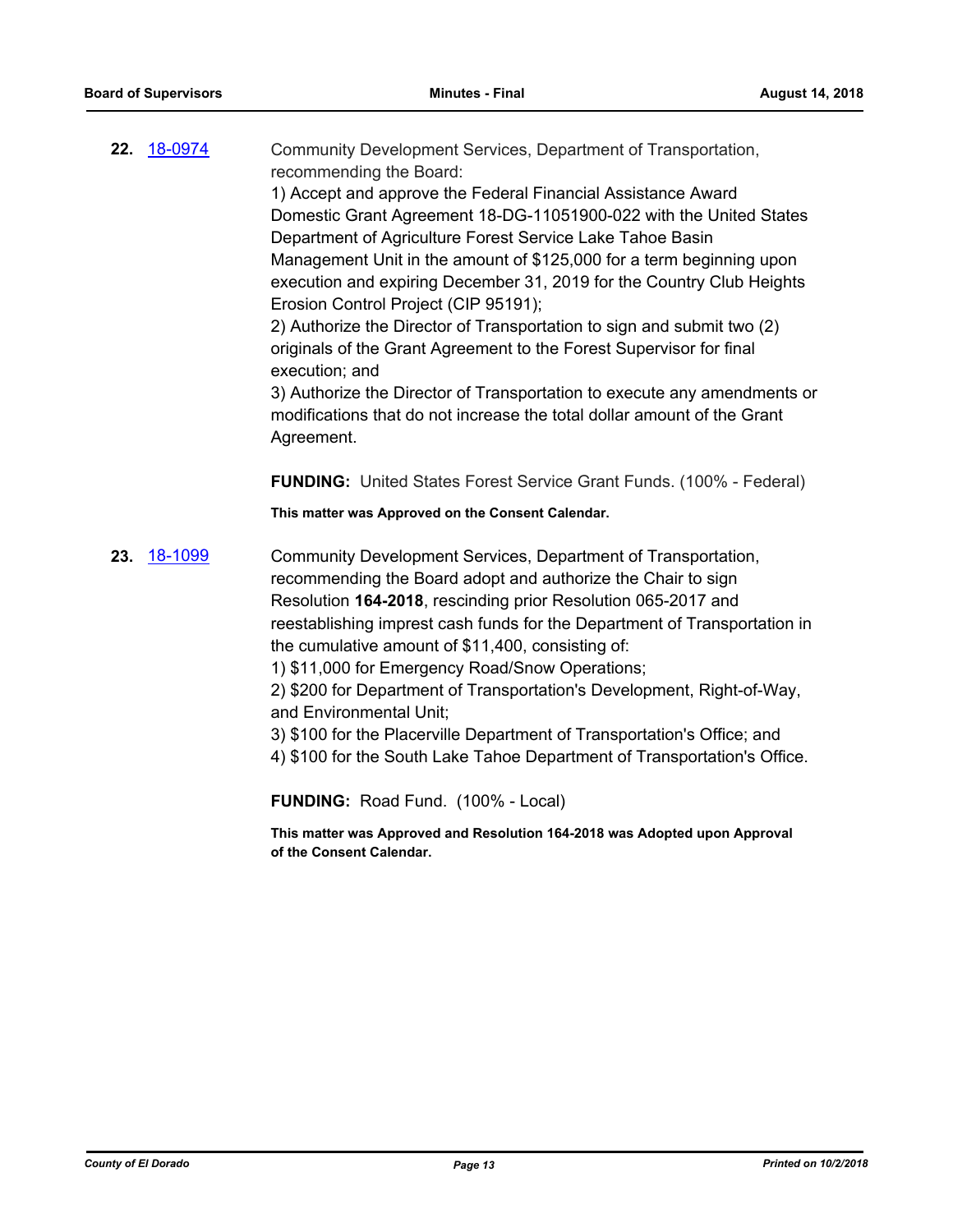**22.** 18-0974

Community Development Services, Department of Transportation, recommending the Board:

1) Accept and approve the Federal Financial Assistance Award Domestic Grant Agreement 18-DG-11051900-022 with the United States Department of Agriculture Forest Service Lake Tahoe Basin Management Unit in the amount of $125,000 for a term beginning upon execution and expiring December 31, 2019 for the Country Club Heights Erosion Control Project (CIP 95191);

2) Authorize the Director of Transportation to sign and submit two (2) originals of the Grant Agreement to the Forest Supervisor for final execution; and

3) Authorize the Director of Transportation to execute any amendments or modifications that do not increase the total dollar amount of the Grant Agreement.

**FUNDING:** United States Forest Service Grant Funds. (100% - Federal)

**This matter was Approved on the Consent Calendar.**

**23.** 18-1099

Community Development Services, Department of Transportation, recommending the Board adopt and authorize the Chair to sign Resolution **164-2018**, rescinding prior Resolution 065-2017 and reestablishing impress cash funds for the Department of Transportation in the cumulative amount of $11,400, consisting of:

1) $11,000 for Emergency Road/Snow Operations;

2) $200 for Department of Transportation's Development, Right-of-Way, and Environmental Unit;

3) $100 for the Placerville Department of Transportation's Office; and

4) $100 for the South Lake Tahoe Department of Transportation's Office.

**FUNDING:** Road Fund. (100% - Local)

**This matter was Approved and Resolution 164-2018 was Adopted upon Approval of the Consent Calendar.**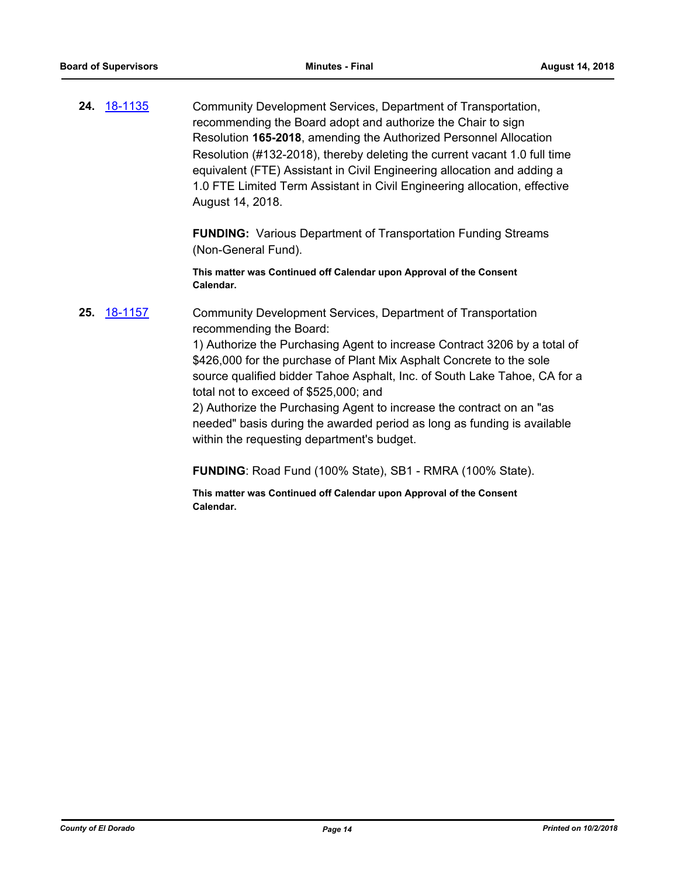**24.** 18-1135

Community Development Services, Department of Transportation, recommending the Board adopt and authorize the Chair to sign Resolution **165-2018**, amending the Authorized Personnel Allocation Resolution (#132-2018), thereby deleting the current vacant 1.0 full time equivalent (FTE) Assistant in Civil Engineering allocation and adding a 1.0 FTE Limited Term Assistant in Civil Engineering allocation, effective August 14, 2018.

**FUNDING:** Various Department of Transportation Funding Streams (Non-General Fund).

**This matter was Continued off Calendar upon Approval of the Consent Calendar.**

**25.** 18-1157

Community Development Services, Department of Transportation recommending the Board:
1) Authorize the Purchasing Agent to increase Contract 3206 by a total of $426,000 for the purchase of Plant Mix Asphalt Concrete to the sole source qualified bidder Tahoe Asphalt, Inc. of South Lake Tahoe, CA for a total not to exceed of $525,000; and
2) Authorize the Purchasing Agent to increase the contract on an "as needed" basis during the awarded period as long as funding is available within the requesting department's budget.

**FUNDING**: Road Fund (100% State), SB1 - RMRA (100% State).

**This matter was Continued off Calendar upon Approval of the Consent Calendar.**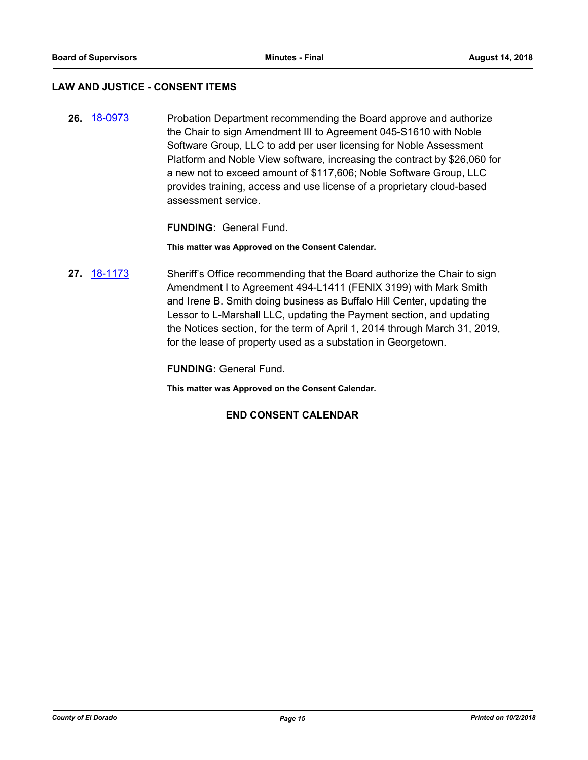## LAW AND JUSTICE - CONSENT ITEMS

**26.** 18-0973 Probation Department recommending the Board approve and authorize the Chair to sign Amendment III to Agreement 045-S1610 with Noble Software Group, LLC to add per user licensing for Noble Assessment Platform and Noble View software, increasing the contract by $26,060 for a new not to exceed amount of $117,606; Noble Software Group, LLC provides training, access and use license of a proprietary cloud-based assessment service.

**FUNDING:** General Fund.

**This matter was Approved on the Consent Calendar.**

**27.** 18-1173 Sheriff's Office recommending that the Board authorize the Chair to sign Amendment I to Agreement 494-L1411 (FENIX 3199) with Mark Smith and Irene B. Smith doing business as Buffalo Hill Center, updating the Lessor to L-Marshall LLC, updating the Payment section, and updating the Notices section, for the term of April 1, 2014 through March 31, 2019, for the lease of property used as a substation in Georgetown.

**FUNDING:** General Fund.

**This matter was Approved on the Consent Calendar.**

**END CONSENT CALENDAR**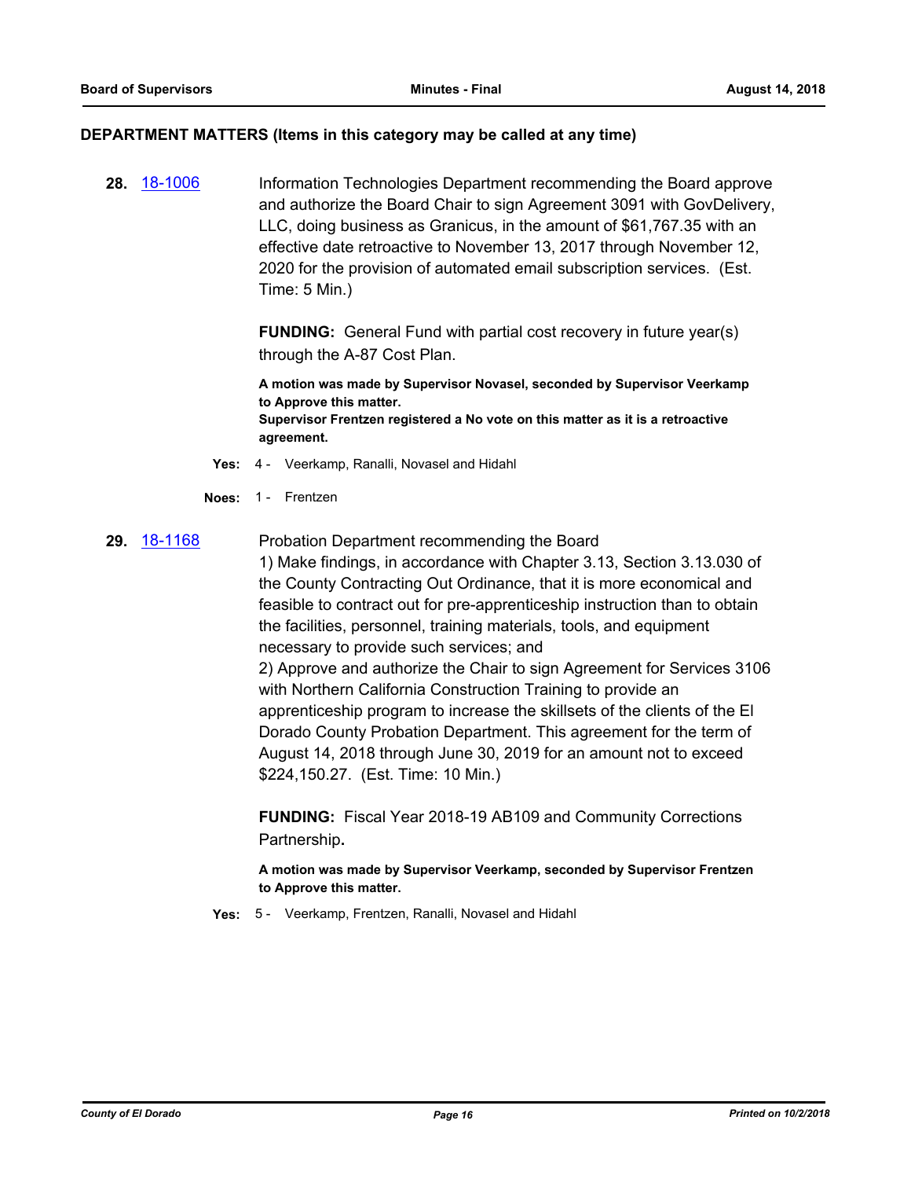## DEPARTMENT MATTERS (Items in this category may be called at any time)

**28.** 18-1006

Information Technologies Department recommending the Board approve and authorize the Board Chair to sign Agreement 3091 with GovDelivery, LLC, doing business as Granicus, in the amount of $61,767.35 with an effective date retroactive to November 13, 2017 through November 12, 2020 for the provision of automated email subscription services. (Est. Time: 5 Min.)

**FUNDING:** General Fund with partial cost recovery in future year(s) through the A-87 Cost Plan.

**A motion was made by Supervisor Novasel, seconded by Supervisor Veerkamp to Approve this matter.**
**Supervisor Frentzen registered a No vote on this matter as it is a retroactive agreement.**

**Yes:** 4 - Veerkamp, Ranalli, Novasel and Hidahl

**Noes:** 1 - Frentzen

**29.** 18-1168

Probation Department recommending the Board
1) Make findings, in accordance with Chapter 3.13, Section 3.13.030 of the County Contracting Out Ordinance, that it is more economical and feasible to contract out for pre-apprenticeship instruction than to obtain the facilities, personnel, training materials, tools, and equipment necessary to provide such services; and
2) Approve and authorize the Chair to sign Agreement for Services 3106 with Northern California Construction Training to provide an apprenticeship program to increase the skillsets of the clients of the El Dorado County Probation Department. This agreement for the term of August 14, 2018 through June 30, 2019 for an amount not to exceed $224,150.27. (Est. Time: 10 Min.)

**FUNDING:** Fiscal Year 2018-19 AB109 and Community Corrections Partnership**.**

**A motion was made by Supervisor Veerkamp, seconded by Supervisor Frentzen to Approve this matter.**

**Yes:** 5 - Veerkamp, Frentzen, Ranalli, Novasel and Hidahl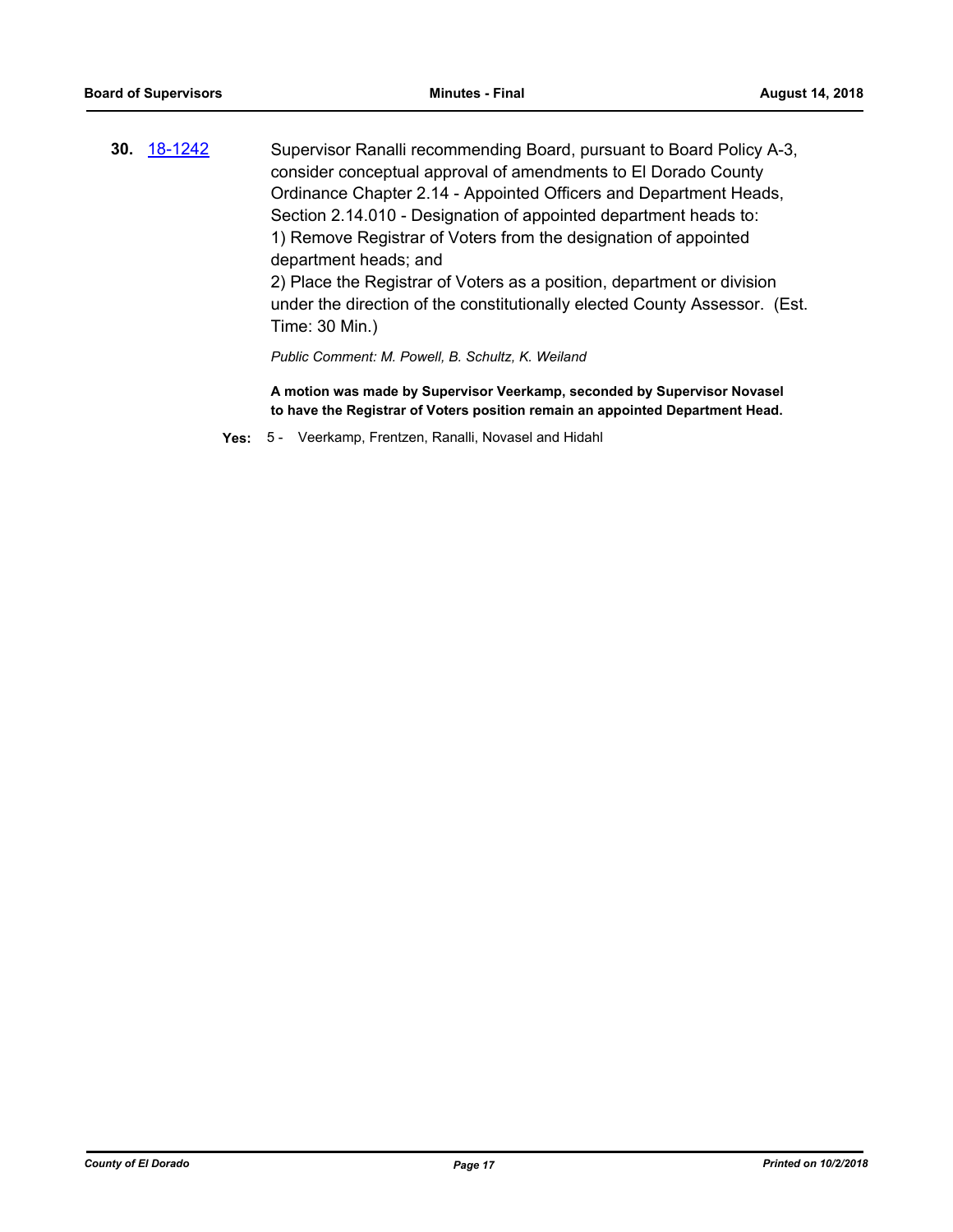**30.** 18-1242

Supervisor Ranalli recommending Board, pursuant to Board Policy A-3, consider conceptual approval of amendments to El Dorado County Ordinance Chapter 2.14 - Appointed Officers and Department Heads, Section 2.14.010 - Designation of appointed department heads to:
1) Remove Registrar of Voters from the designation of appointed department heads; and
2) Place the Registrar of Voters as a position, department or division under the direction of the constitutionally elected County Assessor. (Est. Time: 30 Min.)

*Public Comment: M. Powell, B. Schultz, K. Weiland*

**A motion was made by Supervisor Veerkamp, seconded by Supervisor Novasel to have the Registrar of Voters position remain an appointed Department Head.**

**Yes:** 5 - Veerkamp, Frentzen, Ranalli, Novasel and Hidahl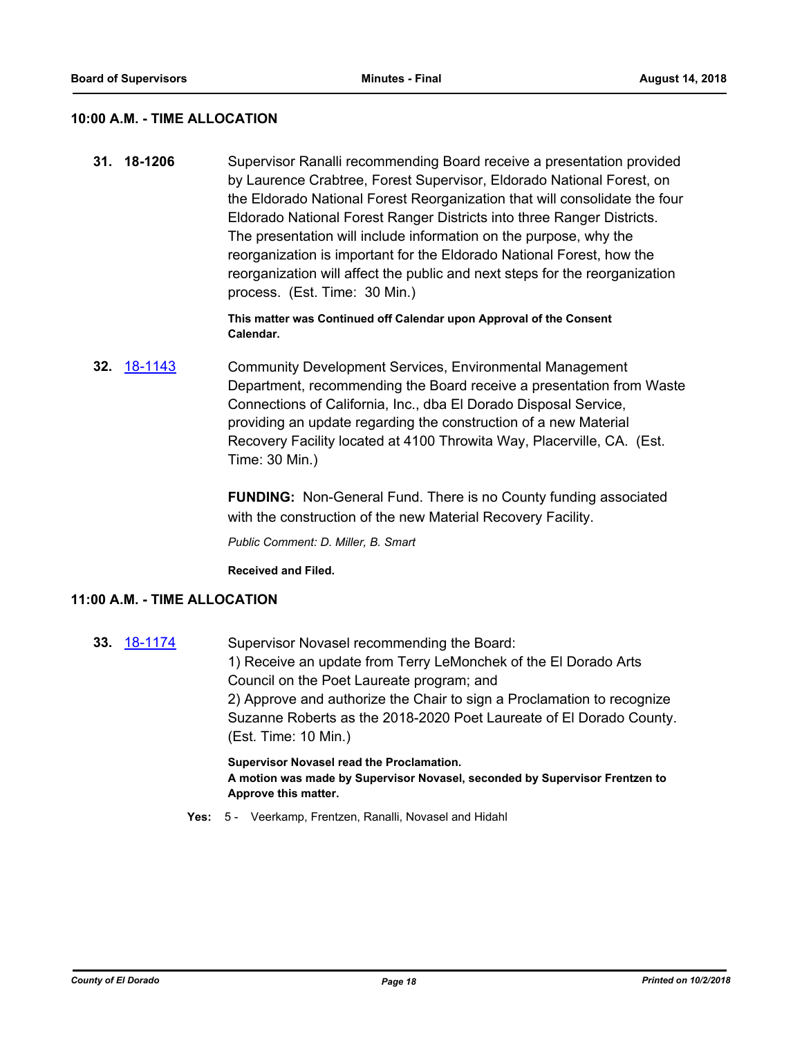## 10:00 A.M. - TIME ALLOCATION

**31. 18-1206** Supervisor Ranalli recommending Board receive a presentation provided by Laurence Crabtree, Forest Supervisor, Eldorado National Forest, on the Eldorado National Forest Reorganization that will consolidate the four Eldorado National Forest Ranger Districts into three Ranger Districts. The presentation will include information on the purpose, why the reorganization is important for the Eldorado National Forest, how the reorganization will affect the public and next steps for the reorganization process. (Est. Time: 30 Min.)

**This matter was Continued off Calendar upon Approval of the Consent Calendar.**

**32. 18-1143** Community Development Services, Environmental Management Department, recommending the Board receive a presentation from Waste Connections of California, Inc., dba El Dorado Disposal Service, providing an update regarding the construction of a new Material Recovery Facility located at 4100 Throwita Way, Placerville, CA. (Est. Time: 30 Min.)

**FUNDING:** Non-General Fund. There is no County funding associated with the construction of the new Material Recovery Facility.

*Public Comment: D. Miller, B. Smart*

**Received and Filed.**

## 11:00 A.M. - TIME ALLOCATION

**33. 18-1174** Supervisor Novasel recommending the Board:
1) Receive an update from Terry LeMonchek of the El Dorado Arts Council on the Poet Laureate program; and
2) Approve and authorize the Chair to sign a Proclamation to recognize Suzanne Roberts as the 2018-2020 Poet Laureate of El Dorado County. (Est. Time: 10 Min.)

**Supervisor Novasel read the Proclamation.**
**A motion was made by Supervisor Novasel, seconded by Supervisor Frentzen to Approve this matter.**

**Yes:** 5 - Veerkamp, Frentzen, Ranalli, Novasel and Hidahl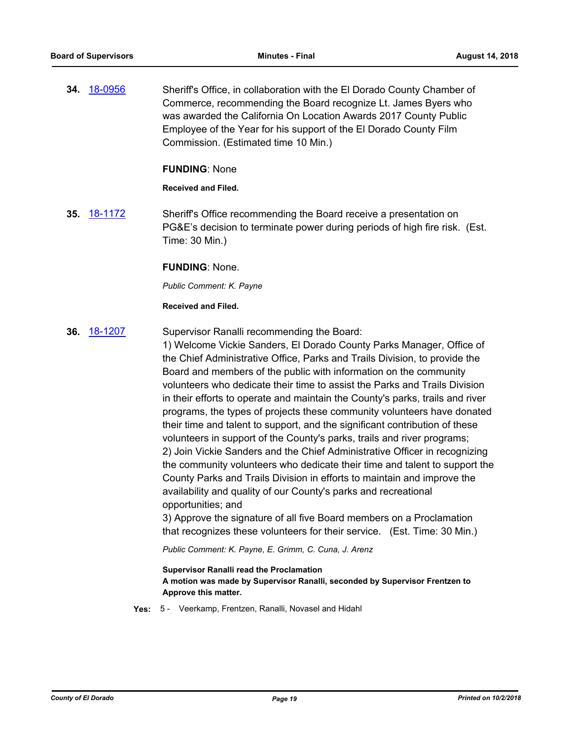**34.** 18-0956 Sheriff's Office, in collaboration with the El Dorado County Chamber of Commerce, recommending the Board recognize Lt. James Byers who was awarded the California On Location Awards 2017 County Public Employee of the Year for his support of the El Dorado County Film Commission. (Estimated time 10 Min.)

**FUNDING**: None

**Received and Filed.**

**35.** 18-1172 Sheriff's Office recommending the Board receive a presentation on PG&E's decision to terminate power during periods of high fire risk. (Est. Time: 30 Min.)

**FUNDING**: None.

*Public Comment: K. Payne*

**Received and Filed.**

**36.** 18-1207 Supervisor Ranalli recommending the Board:

1) Welcome Vickie Sanders, El Dorado County Parks Manager, Office of the Chief Administrative Office, Parks and Trails Division, to provide the Board and members of the public with information on the community volunteers who dedicate their time to assist the Parks and Trails Division in their efforts to operate and maintain the County's parks, trails and river programs, the types of projects these community volunteers have donated their time and talent to support, and the significant contribution of these volunteers in support of the County's parks, trails and river programs;
2) Join Vickie Sanders and the Chief Administrative Officer in recognizing the community volunteers who dedicate their time and talent to support the County Parks and Trails Division in efforts to maintain and improve the availability and quality of our County's parks and recreational opportunities; and
3) Approve the signature of all five Board members on a Proclamation that recognizes these volunteers for their service. (Est. Time: 30 Min.)

*Public Comment: K. Payne, E. Grimm, C. Cuna, J. Arenz*

**Supervisor Ranalli read the Proclamation**
**A motion was made by Supervisor Ranalli, seconded by Supervisor Frentzen to Approve this matter.**

**Yes:** 5 - Veerkamp, Frentzen, Ranalli, Novasel and Hidahl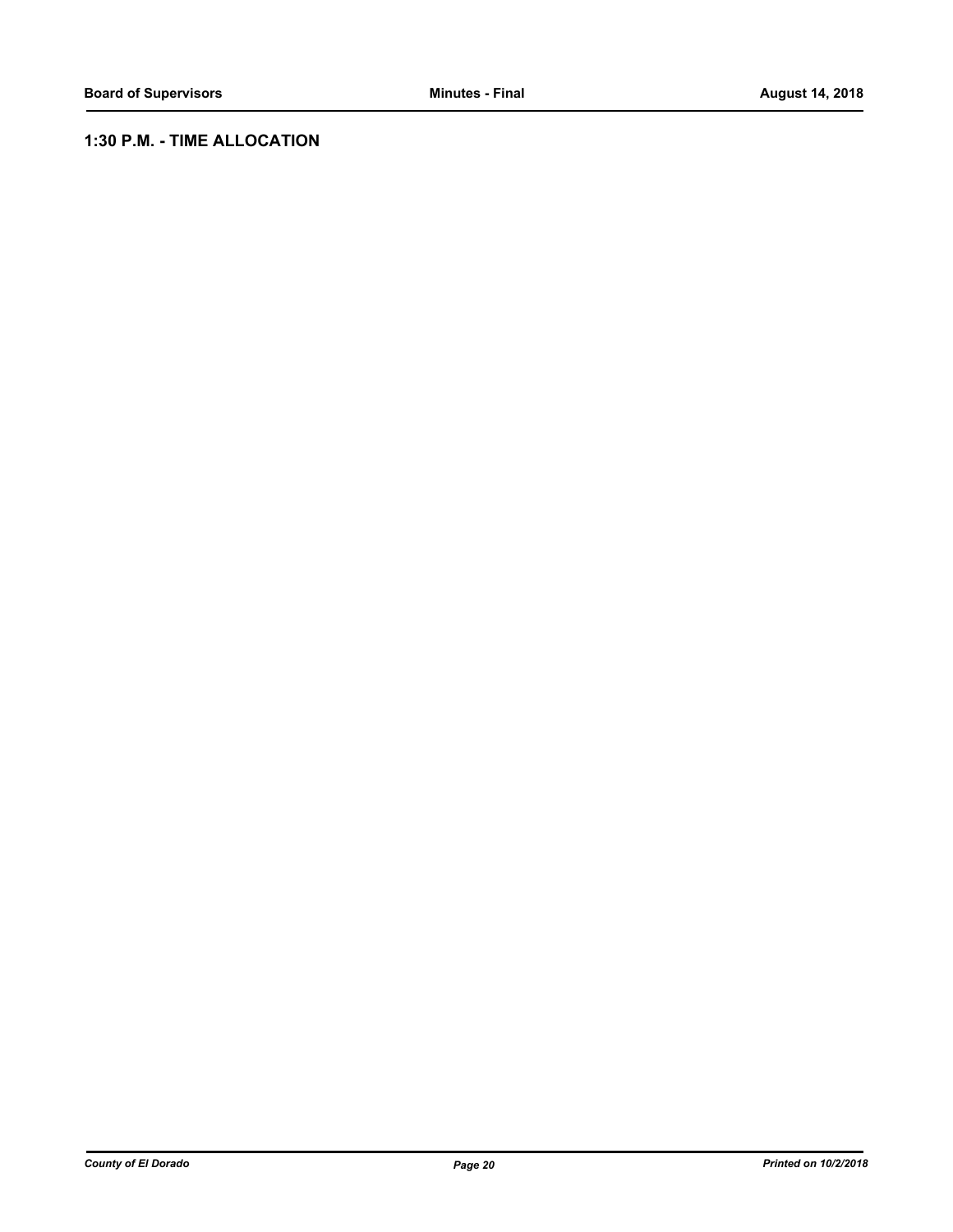## 1:30 P.M. - TIME ALLOCATION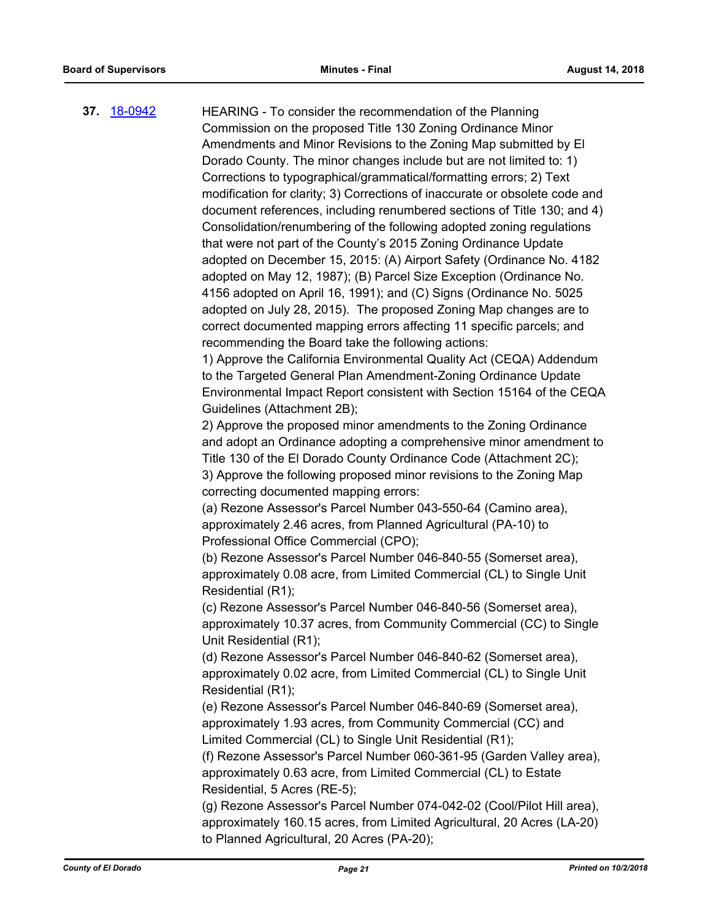**37.** 18-0942

HEARING - To consider the recommendation of the Planning Commission on the proposed Title 130 Zoning Ordinance Minor Amendments and Minor Revisions to the Zoning Map submitted by El Dorado County. The minor changes include but are not limited to: 1) Corrections to typographical/grammatical/formatting errors; 2) Text modification for clarity; 3) Corrections of inaccurate or obsolete code and document references, including renumbered sections of Title 130; and 4) Consolidation/renumbering of the following adopted zoning regulations that were not part of the County's 2015 Zoning Ordinance Update adopted on December 15, 2015: (A) Airport Safety (Ordinance No. 4182 adopted on May 12, 1987); (B) Parcel Size Exception (Ordinance No. 4156 adopted on April 16, 1991); and (C) Signs (Ordinance No. 5025 adopted on July 28, 2015). The proposed Zoning Map changes are to correct documented mapping errors affecting 11 specific parcels; and recommending the Board take the following actions:

1) Approve the California Environmental Quality Act (CEQA) Addendum to the Targeted General Plan Amendment-Zoning Ordinance Update Environmental Impact Report consistent with Section 15164 of the CEQA Guidelines (Attachment 2B);

2) Approve the proposed minor amendments to the Zoning Ordinance and adopt an Ordinance adopting a comprehensive minor amendment to Title 130 of the El Dorado County Ordinance Code (Attachment 2C);

3) Approve the following proposed minor revisions to the Zoning Map correcting documented mapping errors:

(a) Rezone Assessor's Parcel Number 043-550-64 (Camino area), approximately 2.46 acres, from Planned Agricultural (PA-10) to Professional Office Commercial (CPO);

(b) Rezone Assessor's Parcel Number 046-840-55 (Somerset area), approximately 0.08 acre, from Limited Commercial (CL) to Single Unit Residential (R1);

(c) Rezone Assessor's Parcel Number 046-840-56 (Somerset area), approximately 10.37 acres, from Community Commercial (CC) to Single Unit Residential (R1);

(d) Rezone Assessor's Parcel Number 046-840-62 (Somerset area), approximately 0.02 acre, from Limited Commercial (CL) to Single Unit Residential (R1);

(e) Rezone Assessor's Parcel Number 046-840-69 (Somerset area), approximately 1.93 acres, from Community Commercial (CC) and Limited Commercial (CL) to Single Unit Residential (R1);

(f) Rezone Assessor's Parcel Number 060-361-95 (Garden Valley area), approximately 0.63 acre, from Limited Commercial (CL) to Estate Residential, 5 Acres (RE-5);

(g) Rezone Assessor's Parcel Number 074-042-02 (Cool/Pilot Hill area), approximately 160.15 acres, from Limited Agricultural, 20 Acres (LA-20) to Planned Agricultural, 20 Acres (PA-20);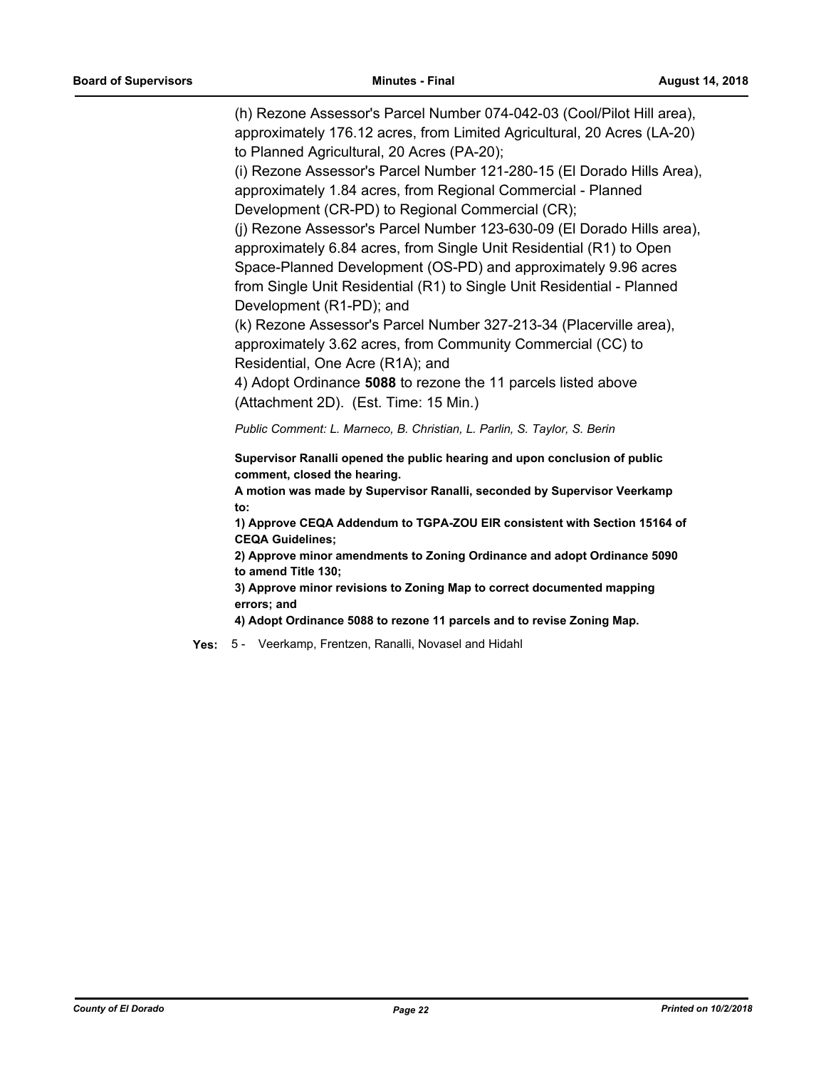(h) Rezone Assessor's Parcel Number 074-042-03 (Cool/Pilot Hill area), approximately 176.12 acres, from Limited Agricultural, 20 Acres (LA-20) to Planned Agricultural, 20 Acres (PA-20);

(i) Rezone Assessor's Parcel Number 121-280-15 (El Dorado Hills Area), approximately 1.84 acres, from Regional Commercial - Planned Development (CR-PD) to Regional Commercial (CR);

(j) Rezone Assessor's Parcel Number 123-630-09 (El Dorado Hills area), approximately 6.84 acres, from Single Unit Residential (R1) to Open Space-Planned Development (OS-PD) and approximately 9.96 acres from Single Unit Residential (R1) to Single Unit Residential - Planned Development (R1-PD); and

(k) Rezone Assessor's Parcel Number 327-213-34 (Placerville area), approximately 3.62 acres, from Community Commercial (CC) to Residential, One Acre (R1A); and

4) Adopt Ordinance **5088** to rezone the 11 parcels listed above (Attachment 2D). (Est. Time: 15 Min.)

*Public Comment: L. Marneco, B. Christian, L. Parlin, S. Taylor, S. Berin*

**Supervisor Ranalli opened the public hearing and upon conclusion of public comment, closed the hearing.**

**A motion was made by Supervisor Ranalli, seconded by Supervisor Veerkamp to:**

**1) Approve CEQA Addendum to TGPA-ZOU EIR consistent with Section 15164 of CEQA Guidelines;**

**2) Approve minor amendments to Zoning Ordinance and adopt Ordinance 5090 to amend Title 130;**

**3) Approve minor revisions to Zoning Map to correct documented mapping errors; and**

**4) Adopt Ordinance 5088 to rezone 11 parcels and to revise Zoning Map.**

**Yes:** 5 - Veerkamp, Frentzen, Ranalli, Novasel and Hidahl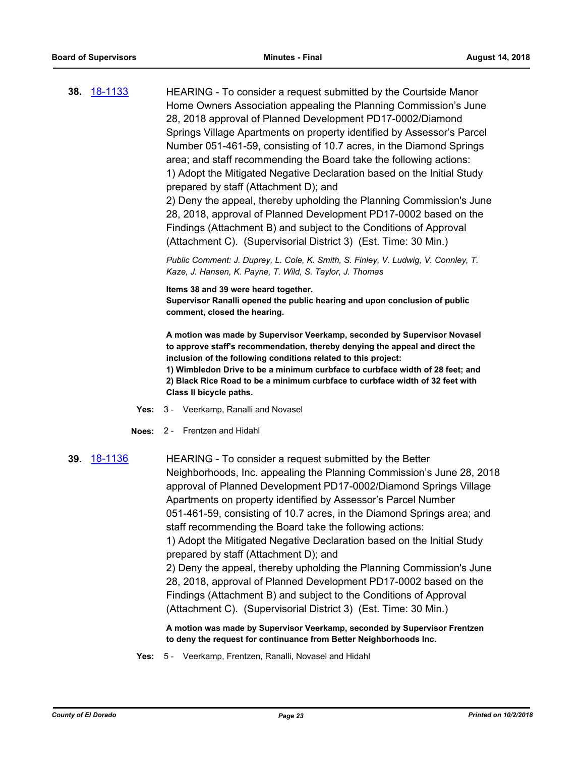**38.** 18-1133

HEARING - To consider a request submitted by the Courtside Manor Home Owners Association appealing the Planning Commission's June 28, 2018 approval of Planned Development PD17-0002/Diamond Springs Village Apartments on property identified by Assessor's Parcel Number 051-461-59, consisting of 10.7 acres, in the Diamond Springs area; and staff recommending the Board take the following actions:
1) Adopt the Mitigated Negative Declaration based on the Initial Study prepared by staff (Attachment D); and
2) Deny the appeal, thereby upholding the Planning Commission's June 28, 2018, approval of Planned Development PD17-0002 based on the Findings (Attachment B) and subject to the Conditions of Approval (Attachment C). (Supervisorial District 3) (Est. Time: 30 Min.)

*Public Comment: J. Duprey, L. Cole, K. Smith, S. Finley, V. Ludwig, V. Connley, T. Kaze, J. Hansen, K. Payne, T. Wild, S. Taylor, J. Thomas*

**Items 38 and 39 were heard together.**
**Supervisor Ranalli opened the public hearing and upon conclusion of public comment, closed the hearing.**

**A motion was made by Supervisor Veerkamp, seconded by Supervisor Novasel to approve staff's recommendation, thereby denying the appeal and direct the inclusion of the following conditions related to this project:**
**1) Wimbledon Drive to be a minimum curbface to curbface width of 28 feet; and**
**2) Black Rice Road to be a minimum curbface to curbface width of 32 feet with Class II bicycle paths.**

**Yes:** 3 - Veerkamp, Ranalli and Novasel

**Noes:** 2 - Frentzen and Hidahl

**39.** 18-1136

HEARING - To consider a request submitted by the Better Neighborhoods, Inc. appealing the Planning Commission's June 28, 2018 approval of Planned Development PD17-0002/Diamond Springs Village Apartments on property identified by Assessor's Parcel Number 051-461-59, consisting of 10.7 acres, in the Diamond Springs area; and staff recommending the Board take the following actions:
1) Adopt the Mitigated Negative Declaration based on the Initial Study prepared by staff (Attachment D); and
2) Deny the appeal, thereby upholding the Planning Commission's June 28, 2018, approval of Planned Development PD17-0002 based on the Findings (Attachment B) and subject to the Conditions of Approval (Attachment C). (Supervisorial District 3) (Est. Time: 30 Min.)

**A motion was made by Supervisor Veerkamp, seconded by Supervisor Frentzen to deny the request for continuance from Better Neighborhoods Inc.**

**Yes:** 5 - Veerkamp, Frentzen, Ranalli, Novasel and Hidahl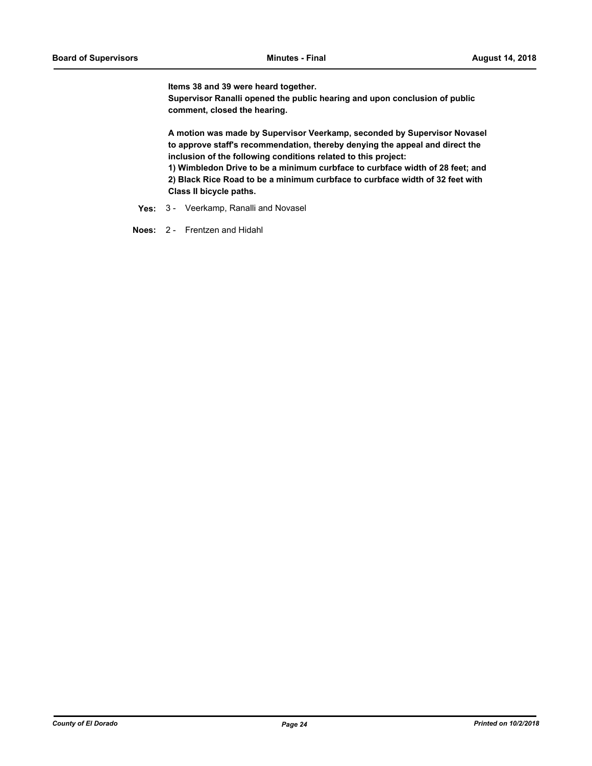**Items 38 and 39 were heard together.**
**Supervisor Ranalli opened the public hearing and upon conclusion of public comment, closed the hearing.**

**A motion was made by Supervisor Veerkamp, seconded by Supervisor Novasel to approve staff's recommendation, thereby denying the appeal and direct the inclusion of the following conditions related to this project:**
**1) Wimbledon Drive to be a minimum curbface to curbface width of 28 feet; and**
**2) Black Rice Road to be a minimum curbface to curbface width of 32 feet with Class II bicycle paths.**

**Yes:** 3 - Veerkamp, Ranalli and Novasel

**Noes:** 2 - Frentzen and Hidahl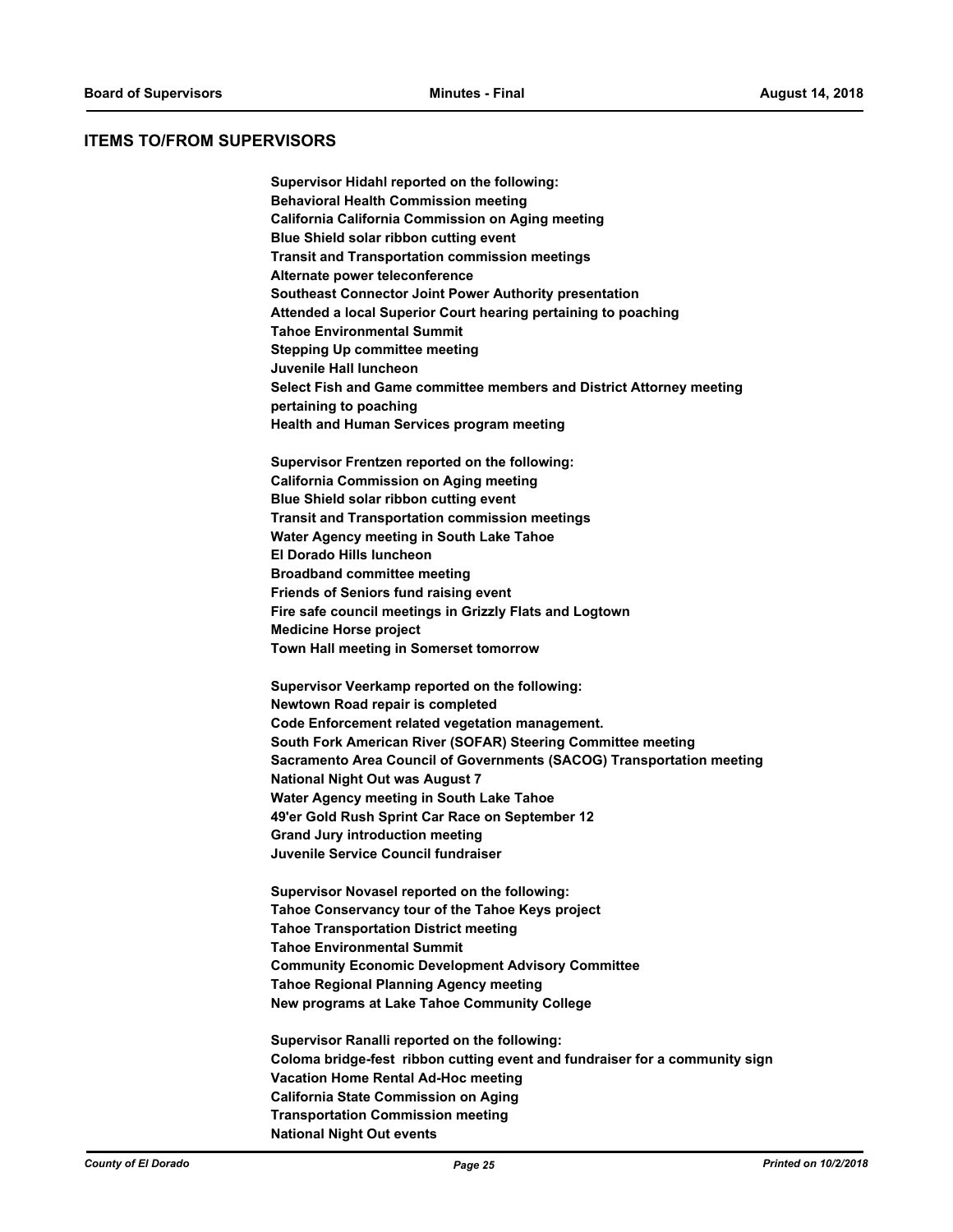## ITEMS TO/FROM SUPERVISORS

**Supervisor Hidahl reported on the following:**
**Behavioral Health Commission meeting**
**California California Commission on Aging meeting**
**Blue Shield solar ribbon cutting event**
**Transit and Transportation commission meetings**
**Alternate power teleconference**
**Southeast Connector Joint Power Authority presentation**
**Attended a local Superior Court hearing pertaining to poaching**
**Tahoe Environmental Summit**
**Stepping Up committee meeting**
**Juvenile Hall luncheon**
**Select Fish and Game committee members and District Attorney meeting pertaining to poaching**
**Health and Human Services program meeting**

**Supervisor Frentzen reported on the following:**
**California Commission on Aging meeting**
**Blue Shield solar ribbon cutting event**
**Transit and Transportation commission meetings**
**Water Agency meeting in South Lake Tahoe**
**El Dorado Hills luncheon**
**Broadband committee meeting**
**Friends of Seniors fund raising event**
**Fire safe council meetings in Grizzly Flats and Logtown**
**Medicine Horse project**
**Town Hall meeting in Somerset tomorrow**

**Supervisor Veerkamp reported on the following:**
**Newtown Road repair is completed**
**Code Enforcement related vegetation management.**
**South Fork American River (SOFAR) Steering Committee meeting**
**Sacramento Area Council of Governments (SACOG) Transportation meeting**
**National Night Out was August 7**
**Water Agency meeting in South Lake Tahoe**
**49'er Gold Rush Sprint Car Race on September 12**
**Grand Jury introduction meeting**
**Juvenile Service Council fundraiser**

**Supervisor Novasel reported on the following:**
**Tahoe Conservancy tour of the Tahoe Keys project**
**Tahoe Transportation District meeting**
**Tahoe Environmental Summit**
**Community Economic Development Advisory Committee**
**Tahoe Regional Planning Agency meeting**
**New programs at Lake Tahoe Community College**

**Supervisor Ranalli reported on the following:**
**Coloma bridge-fest ribbon cutting event and fundraiser for a community sign**
**Vacation Home Rental Ad-Hoc meeting**
**California State Commission on Aging**
**Transportation Commission meeting**
**National Night Out events**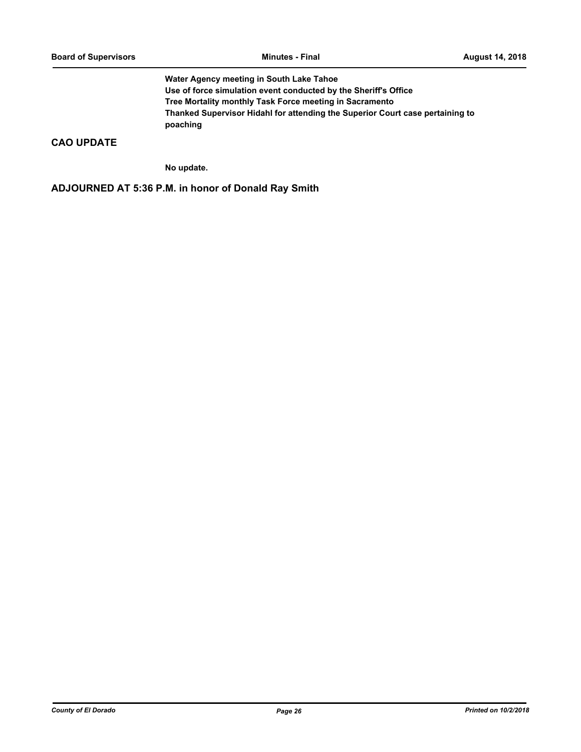**Water Agency meeting in South Lake Tahoe**
**Use of force simulation event conducted by the Sheriff's Office**
**Tree Mortality monthly Task Force meeting in Sacramento**
**Thanked Supervisor Hidahl for attending the Superior Court case pertaining to poaching**

## CAO UPDATE

**No update.**

## ADJOURNED AT 5:36 P.M. in honor of Donald Ray Smith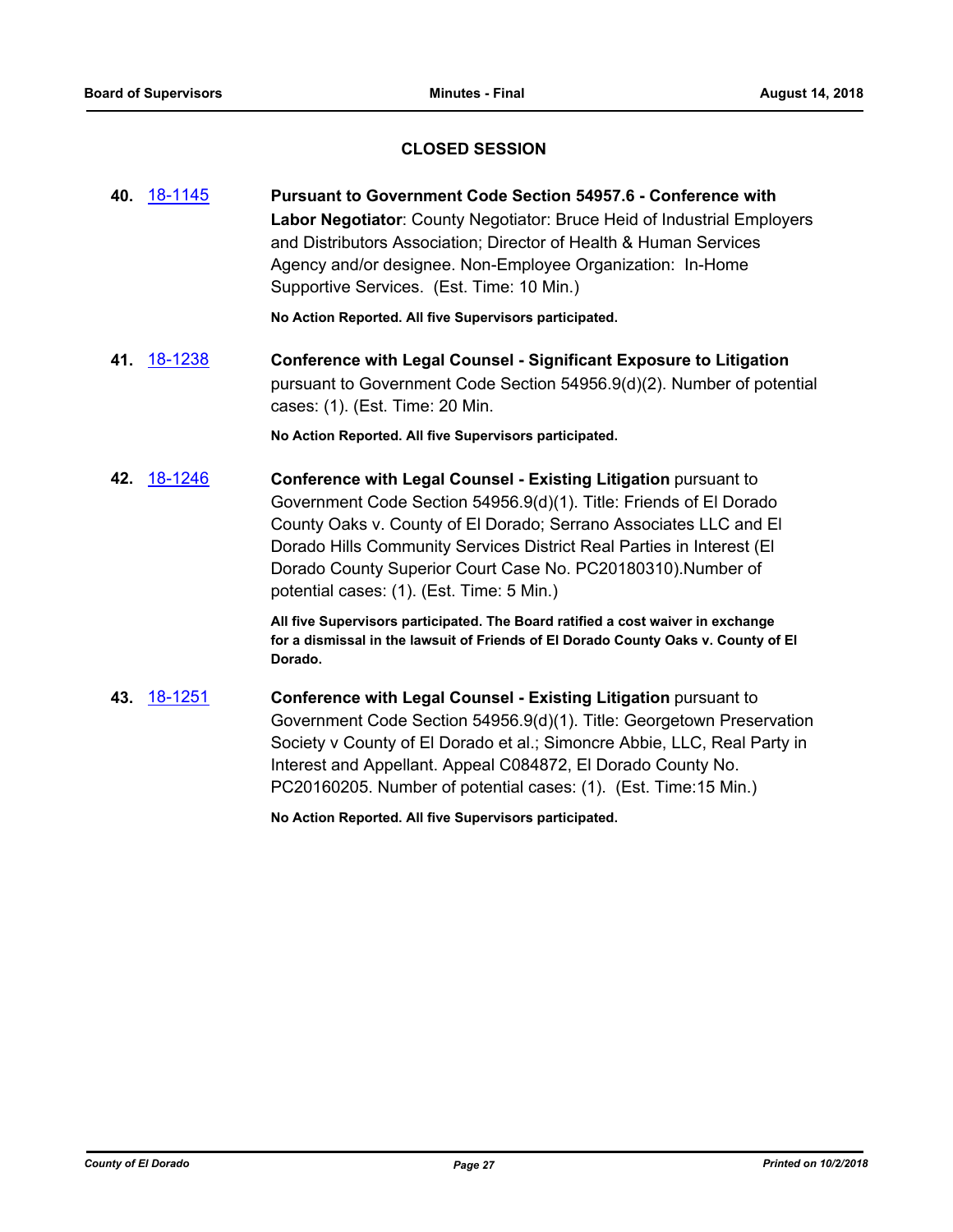## CLOSED SESSION

**40.** 18-1145 **Pursuant to Government Code Section 54957.6 - Conference with Labor Negotiator**: County Negotiator: Bruce Heid of Industrial Employers and Distributors Association; Director of Health & Human Services Agency and/or designee. Non-Employee Organization: In-Home Supportive Services. (Est. Time: 10 Min.)

**No Action Reported. All five Supervisors participated.**

**41.** 18-1238 **Conference with Legal Counsel - Significant Exposure to Litigation** pursuant to Government Code Section 54956.9(d)(2). Number of potential cases: (1). (Est. Time: 20 Min.

**No Action Reported. All five Supervisors participated.**

**42.** 18-1246 **Conference with Legal Counsel - Existing Litigation** pursuant to Government Code Section 54956.9(d)(1). Title: Friends of El Dorado County Oaks v. County of El Dorado; Serrano Associates LLC and El Dorado Hills Community Services District Real Parties in Interest (El Dorado County Superior Court Case No. PC20180310).Number of potential cases: (1). (Est. Time: 5 Min.)

**All five Supervisors participated. The Board ratified a cost waiver in exchange for a dismissal in the lawsuit of Friends of El Dorado County Oaks v. County of El Dorado.**

**43.** 18-1251 **Conference with Legal Counsel - Existing Litigation** pursuant to Government Code Section 54956.9(d)(1). Title: Georgetown Preservation Society v County of El Dorado et al.; Simoncre Abbie, LLC, Real Party in Interest and Appellant. Appeal C084872, El Dorado County No. PC20160205. Number of potential cases: (1). (Est. Time:15 Min.)

**No Action Reported. All five Supervisors participated.**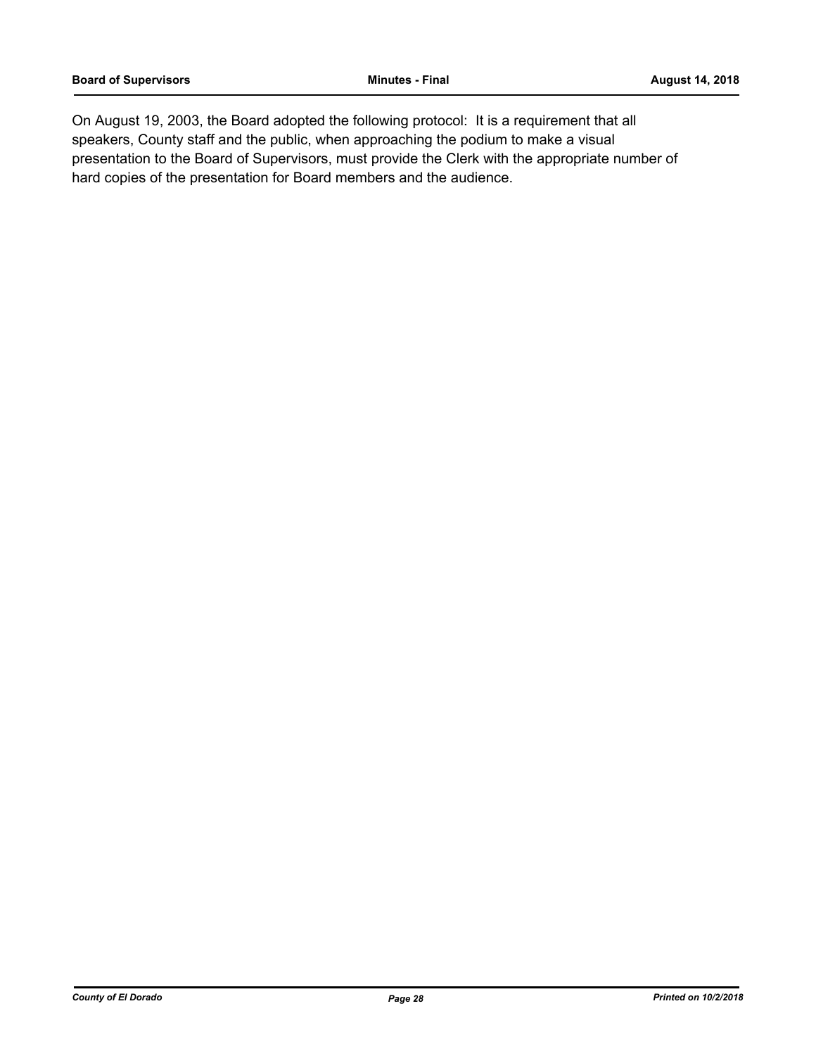On August 19, 2003, the Board adopted the following protocol: It is a requirement that all speakers, County staff and the public, when approaching the podium to make a visual presentation to the Board of Supervisors, must provide the Clerk with the appropriate number of hard copies of the presentation for Board members and the audience.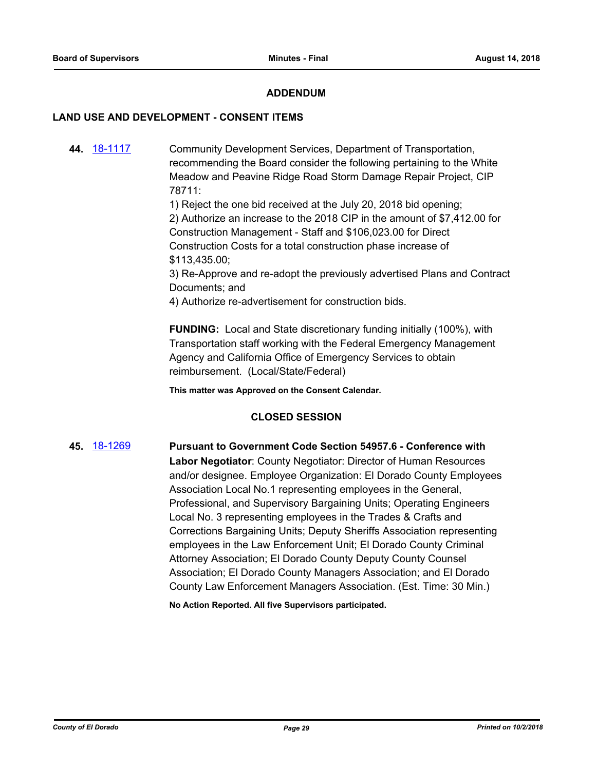## ADDENDUM

### LAND USE AND DEVELOPMENT - CONSENT ITEMS

**44.** [18-1117](18-1117) Community Development Services, Department of Transportation, recommending the Board consider the following pertaining to the White Meadow and Peavine Ridge Road Storm Damage Repair Project, CIP 78711:

1) Reject the one bid received at the July 20, 2018 bid opening;
2) Authorize an increase to the 2018 CIP in the amount of $7,412.00 for Construction Management - Staff and $106,023.00 for Direct Construction Costs for a total construction phase increase of $113,435.00;
3) Re-Approve and re-adopt the previously advertised Plans and Contract Documents; and
4) Authorize re-advertisement for construction bids.

**FUNDING:** Local and State discretionary funding initially (100%), with Transportation staff working with the Federal Emergency Management Agency and California Office of Emergency Services to obtain reimbursement. (Local/State/Federal)

**This matter was Approved on the Consent Calendar.**

### CLOSED SESSION

**45.** [18-1269](18-1269) **Pursuant to Government Code Section 54957.6 - Conference with Labor Negotiator**: County Negotiator: Director of Human Resources and/or designee. Employee Organization: El Dorado County Employees Association Local No.1 representing employees in the General, Professional, and Supervisory Bargaining Units; Operating Engineers Local No. 3 representing employees in the Trades & Crafts and Corrections Bargaining Units; Deputy Sheriffs Association representing employees in the Law Enforcement Unit; El Dorado County Criminal Attorney Association; El Dorado County Deputy County Counsel Association; El Dorado County Managers Association; and El Dorado County Law Enforcement Managers Association. (Est. Time: 30 Min.)

**No Action Reported. All five Supervisors participated.**